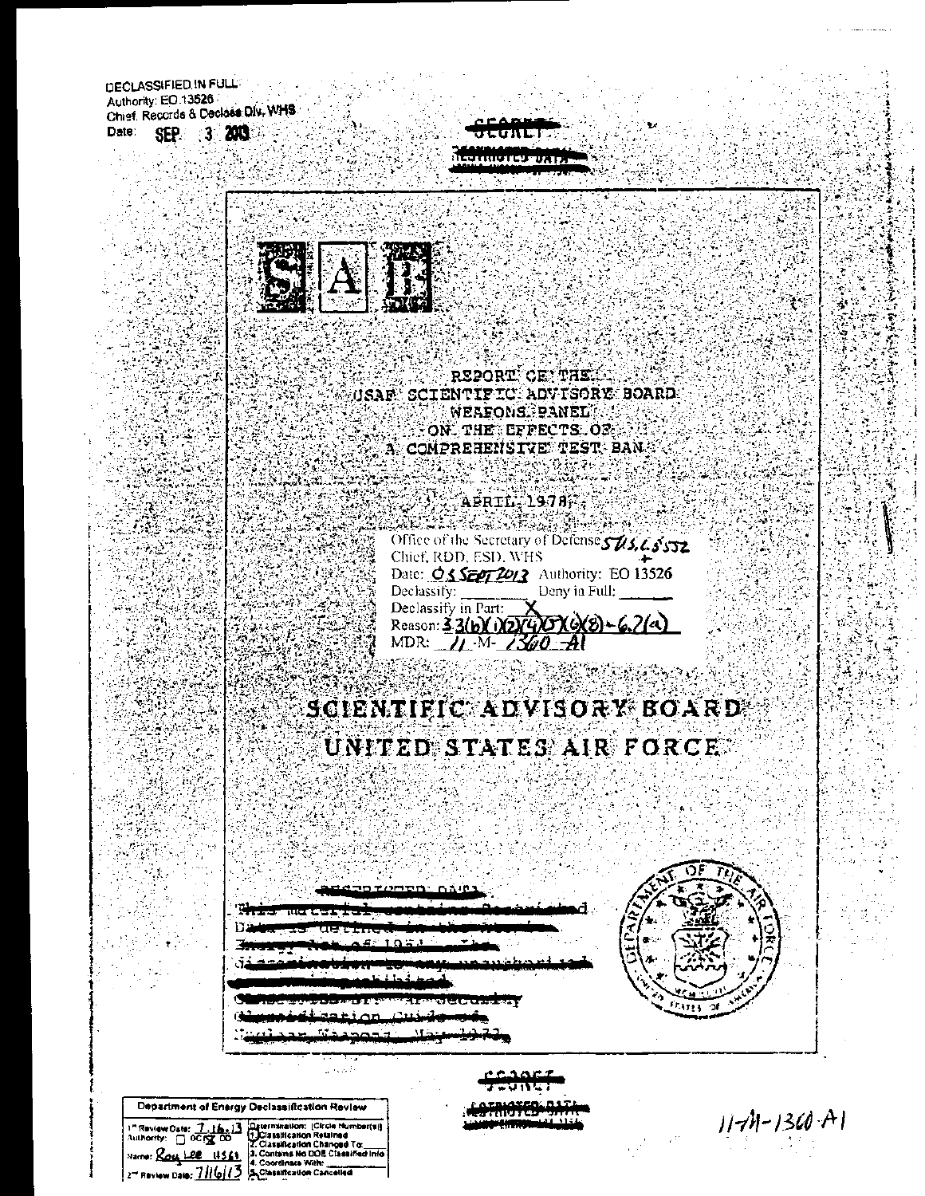DECLASSIFIED IN FULL
Authority: EO 13526
Chief, Records & Declass Div, WHS
Date: SEP 3 2013

~~SECRET~~
~~RESTRICTED DATA~~

SAB

# REPORT OF THE USAF SCIENTIFIC ADVISORY BOARD WEAPONS PANEL ON THE EFFECTS OF A COMPREHENSIVE TEST BAN

APRIL 1978

Office of the Secretary of Defense 5 U.S.C. 552
Chief, RDD, ESD, WHS
Date: 05 SEPT 2013 Authority: EO 13526
Declassify: ______ Deny in Full: ______
Declassify in Part: X
Reason: 3.3(b)(1)(2)(4)(5)(6)(8) - 6.2(a)
MDR: 11 -M- 1360 -A1

# SCIENTIFIC ADVISORY BOARD UNITED STATES AIR FORCE

~~RESTRICTED DATA~~
~~This material contains Restricted Data as defined in the Atomic Energy Act of 1954. Its dissemination or disclosure to any unauthorized person is prohibited.~~
~~Classified by: AF Security Classification Guide of Nuclear Weapons, May 1973~~

~~SECRET~~
~~RESTRICTED DATA~~

| Department of Energy Declassification Review | |
|---|---|
| 1st Review Date: 7.16.13 Authority: ☐ DC ☒ DD Name: Roy Lee 11561 2nd Review Date: 7/16/13 | Determination: (Circle Number(s)) 1. Classification Retained 2. Classification Changed To: 3. Contains No DOE Classified Info 4. Coordinate With: 5. Classification Cancelled |

11-M-1360 A1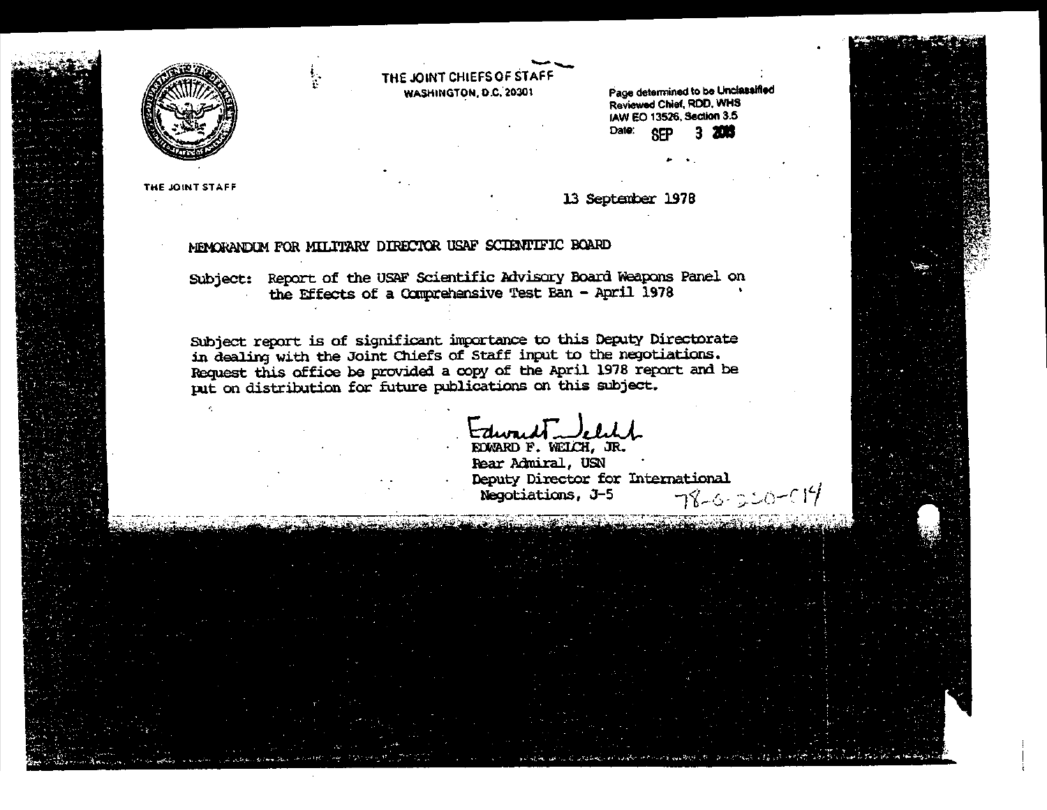THE JOINT CHIEFS OF STAFF
WASHINGTON, D.C. 20301

Page determined to be Unclassified
Reviewed Chief, RDD, WHS
IAW EO 13526, Section 3.5
Date: SEP 3 2013

THE JOINT STAFF

13 September 1978

MEMORANDUM FOR MILITARY DIRECTOR USAF SCIENTIFIC BOARD

Subject: Report of the USAF Scientific Advisory Board Weapons Panel on the Effects of a Comprehensive Test Ban - April 1978

Subject report is of significant importance to this Deputy Directorate in dealing with the Joint Chiefs of Staff input to the negotiations. Request this office be provided a copy of the April 1978 report and be put on distribution for future publications on this subject.

Edward F. Welch
EDWARD F. WELCH, JR.
Rear Admiral, USN
Deputy Director for International Negotiations, J-5

78-6-220-C14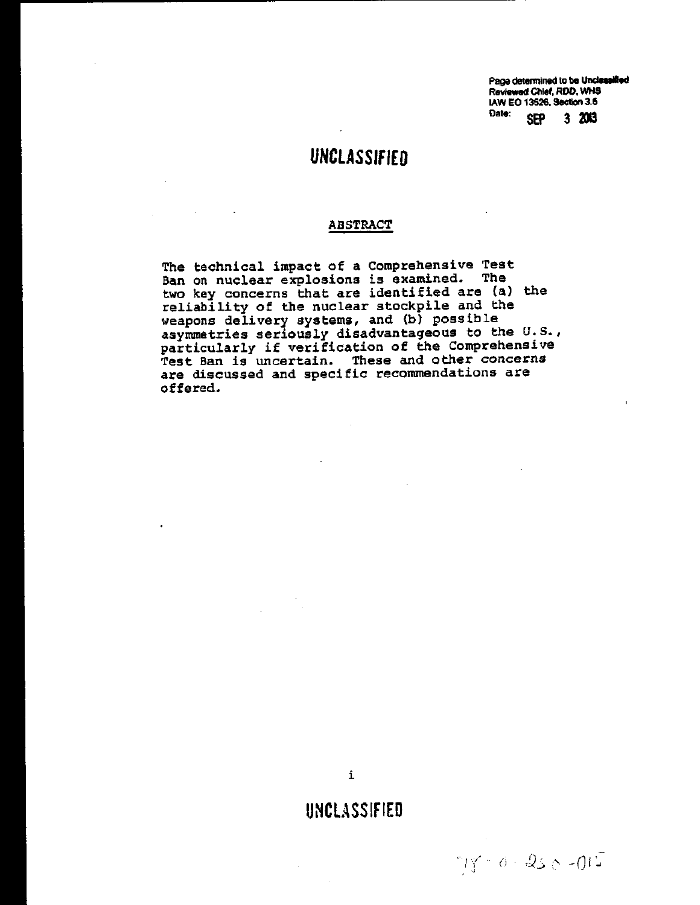Page determined to be Unclassified
Reviewed Chief, RDD, WHS
IAW EO 13526, Section 3.5
Date: SEP 3 2013

UNCLASSIFIED

## ABSTRACT

The technical impact of a Comprehensive Test Ban on nuclear explosions is examined. The two key concerns that are identified are (a) the reliability of the nuclear stockpile and the weapons delivery systems, and (b) possible asymmetries seriously disadvantageous to the U.S., particularly if verification of the Comprehensive Test Ban is uncertain. These and other concerns are discussed and specific recommendations are offered.

UNCLASSIFIED

78-0-250-015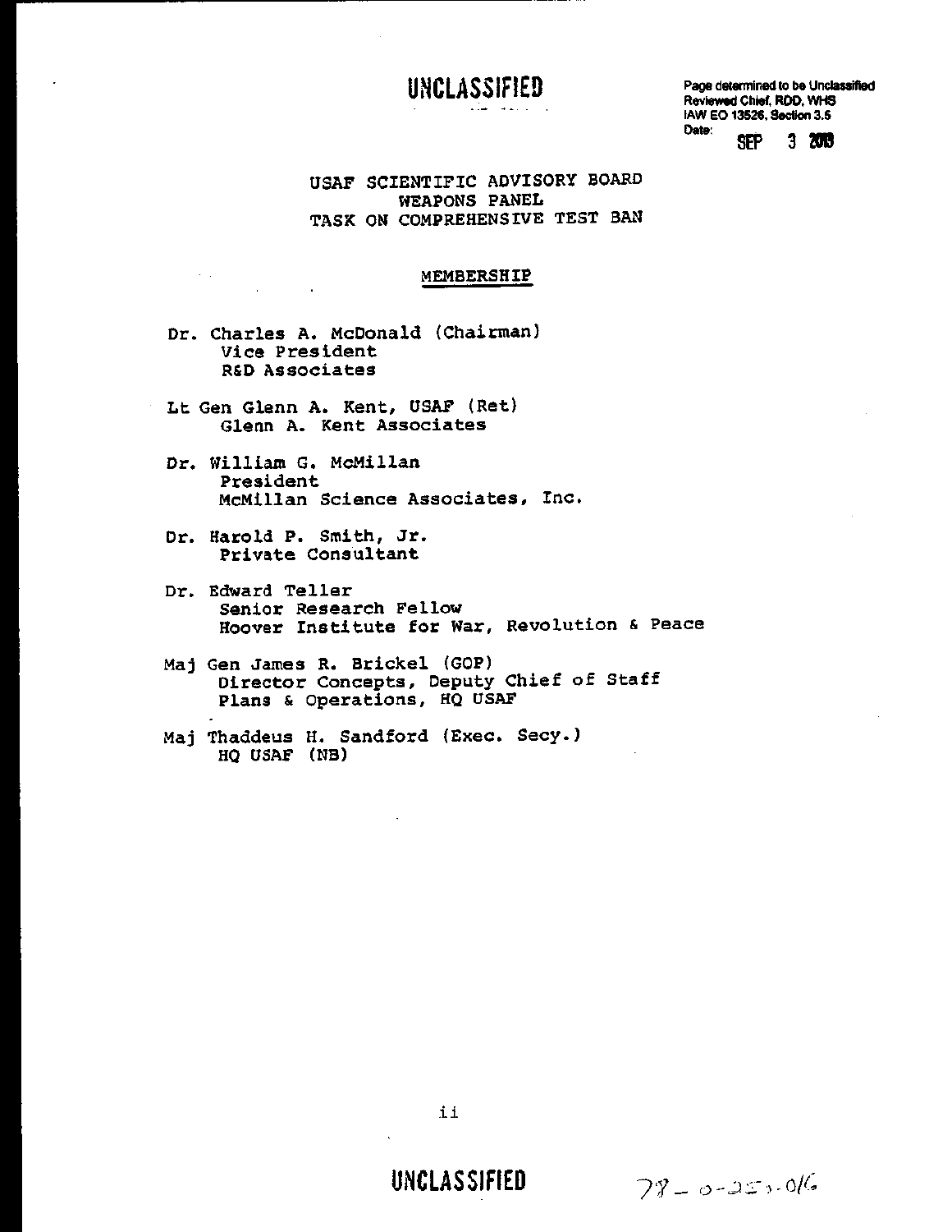UNCLASSIFIED

Page determined to be Unclassified
Reviewed Chief, RDD, WHS
IAW EO 13526, Section 3.5
Date: SEP 3 2018

## USAF SCIENTIFIC ADVISORY BOARD
## WEAPONS PANEL
## TASK ON COMPREHENSIVE TEST BAN

### MEMBERSHIP

Dr. Charles A. McDonald (Chairman)
Vice President
R&D Associates

Lt Gen Glenn A. Kent, USAF (Ret)
Glenn A. Kent Associates

Dr. William G. McMillan
President
McMillan Science Associates, Inc.

Dr. Harold P. Smith, Jr.
Private Consultant

Dr. Edward Teller
Senior Research Fellow
Hoover Institute for War, Revolution & Peace

Maj Gen James R. Brickel (GOP)
Director Concepts, Deputy Chief of Staff
Plans & Operations, HQ USAF

Maj Thaddeus H. Sandford (Exec. Secy.)
HQ USAF (NB)

UNCLASSIFIED

78-0-255-016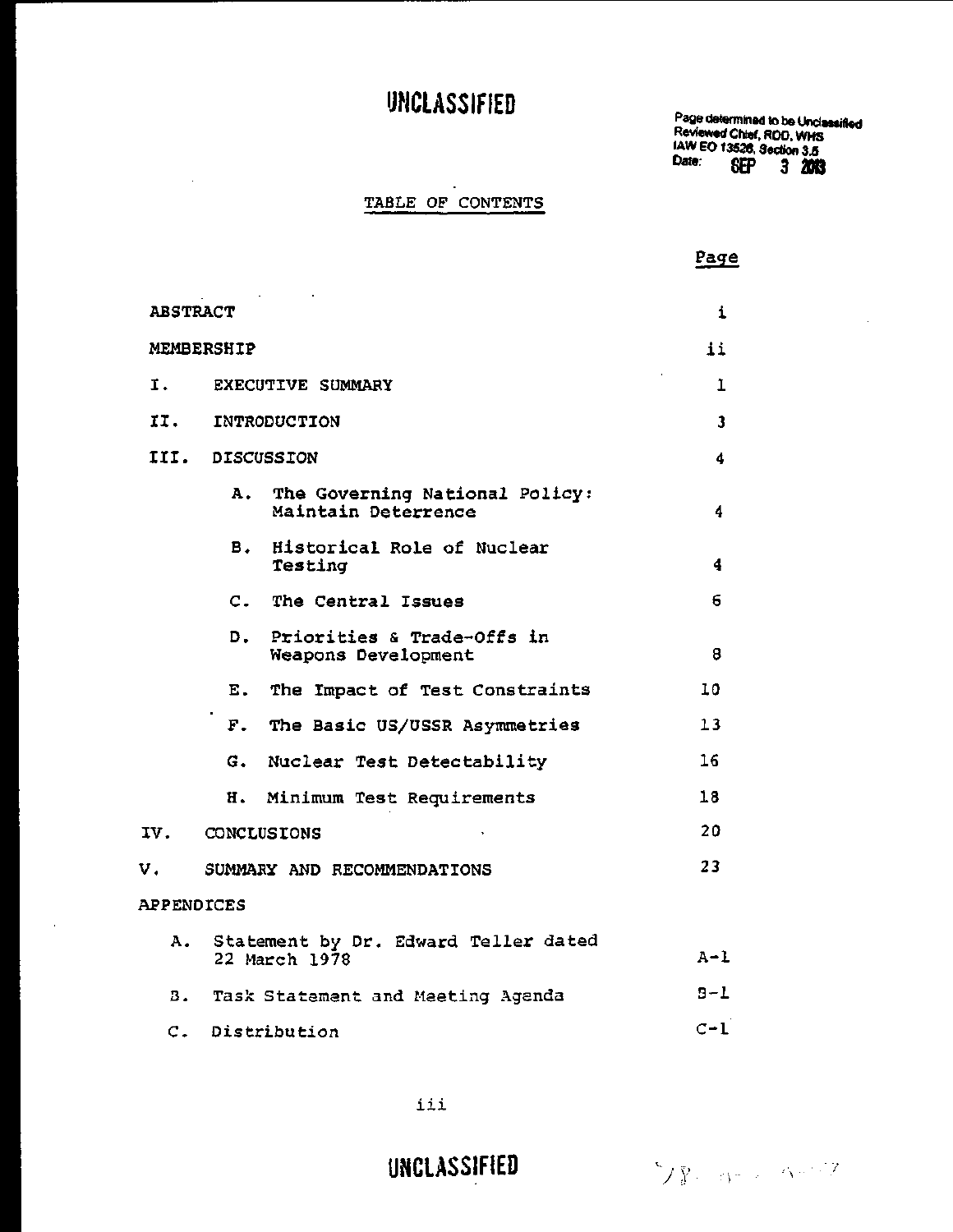UNCLASSIFIED

Page determined to be Unclassified
Reviewed Chief, RDD, WHS
IAW EO 13526, Section 3.5
Date: SEP 3 2013

## TABLE OF CONTENTS

| | Page |
|---|---|
| ABSTRACT | i |
| MEMBERSHIP | ii |
| I. EXECUTIVE SUMMARY | 1 |
| II. INTRODUCTION | 3 |
| III. DISCUSSION | 4 |
| A. The Governing National Policy: Maintain Deterrence | 4 |
| B. Historical Role of Nuclear Testing | 4 |
| C. The Central Issues | 6 |
| D. Priorities & Trade-Offs in Weapons Development | 8 |
| E. The Impact of Test Constraints | 10 |
| F. The Basic US/USSR Asymmetries | 13 |
| G. Nuclear Test Detectability | 16 |
| H. Minimum Test Requirements | 18 |
| IV. CONCLUSIONS | 20 |
| V. SUMMARY AND RECOMMENDATIONS | 23 |
| APPENDICES | |
| A. Statement by Dr. Edward Teller dated 22 March 1978 | A-1 |
| B. Task Statement and Meeting Agenda | B-1 |
| C. Distribution | C-1 |

UNCLASSIFIED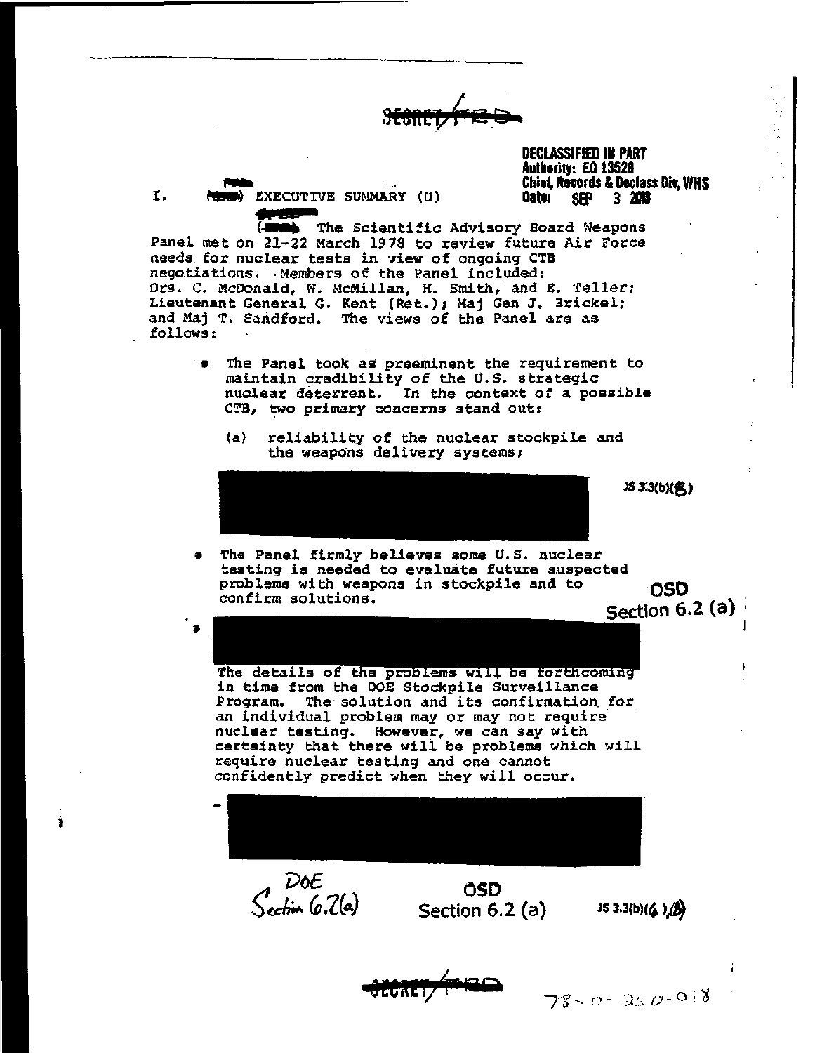SECRET/FRD

DECLASSIFIED IN PART
Authority: EO 13526
Chief, Records & Declass Div, WHS
Date: SEP 3 2013

# I. EXECUTIVE SUMMARY (U)

The Scientific Advisory Board Weapons Panel met on 21-22 March 1978 to review future Air Force needs for nuclear tests in view of ongoing CTB negotiations. Members of the Panel included: Drs. C. McDonald, W. McMillan, H. Smith, and E. Teller; Lieutenant General G. Kent (Ret.); Maj Gen J. Brickel; and Maj T. Sandford. The views of the Panel are as follows:

- The Panel took as preeminent the requirement to maintain credibility of the U.S. strategic nuclear deterrent. In the context of a possible CTB, two primary concerns stand out:
  - (a) reliability of the nuclear stockpile and the weapons delivery systems;

  [REDACTED] JS 3.3(b)(8)

- The Panel firmly believes some U.S. nuclear testing is needed to evaluate future suspected problems with weapons in stockpile and to confirm solutions.

OSD Section 6.2 (a)

- [REDACTED] The details of the problems will be forthcoming in time from the DOE Stockpile Surveillance Program. The solution and its confirmation for an individual problem may or may not require nuclear testing. However, we can say with certainty that there will be problems which will require nuclear testing and one cannot confidently predict when they will occur.

[REDACTED]

DoE Section 6.2(a) OSD Section 6.2 (a) JS 3.3(b)(6),(8)

SECRET/FRD

78-0-250-018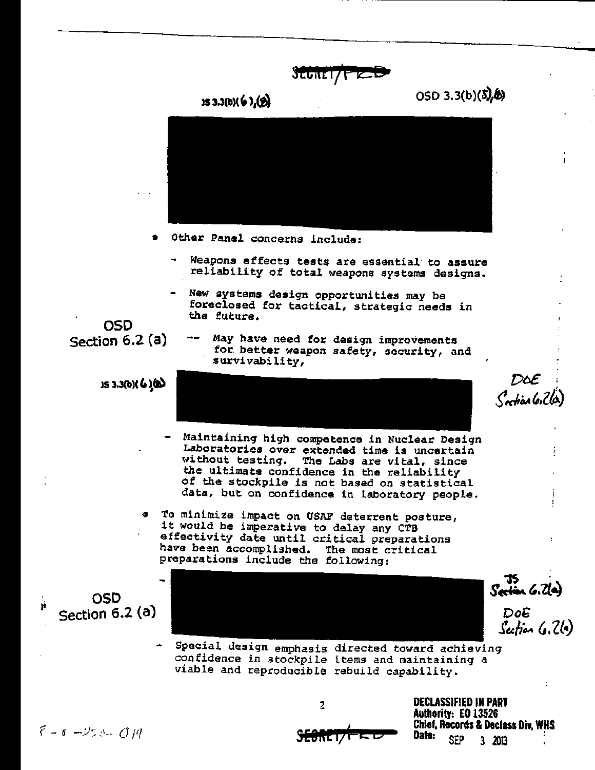SECRET/FRD

JS 3.3(b)(6),(9)     OSD 3.3(b)(5),(6)

- Other Panel concerns include:
  - Weapons effects tests are essential to assure reliability of total weapons systems designs.
  - New systems design opportunities may be foreclosed for tactical, strategic needs in the future.

OSD Section 6.2 (a)

  -- May have need for design improvements for better weapon safety, security, and survivability,

JS 3.3(b)(6),(8)     DoE Section 6.2(a)

  - Maintaining high competence in Nuclear Design Laboratories over extended time is uncertain without testing. The Labs are vital, since the ultimate confidence in the reliability of the stockpile is not based on statistical data, but on confidence in laboratory people.

- To minimize impact on USAF deterrent posture, it would be imperative to delay any CTB effectivity date until critical preparations have been accomplished. The most critical preparations include the following:

  -

OSD Section 6.2 (a)     JS Section 6.2(a)     DoE Section 6.2(a)

  - Special design emphasis directed toward achieving confidence in stockpile items and maintaining a viable and reproducible rebuild capability.

SECRET/FRD

DECLASSIFIED IN PART
Authority: EO 13526
Chief, Records & Declass Div, WHS
Date: SEP 3 2013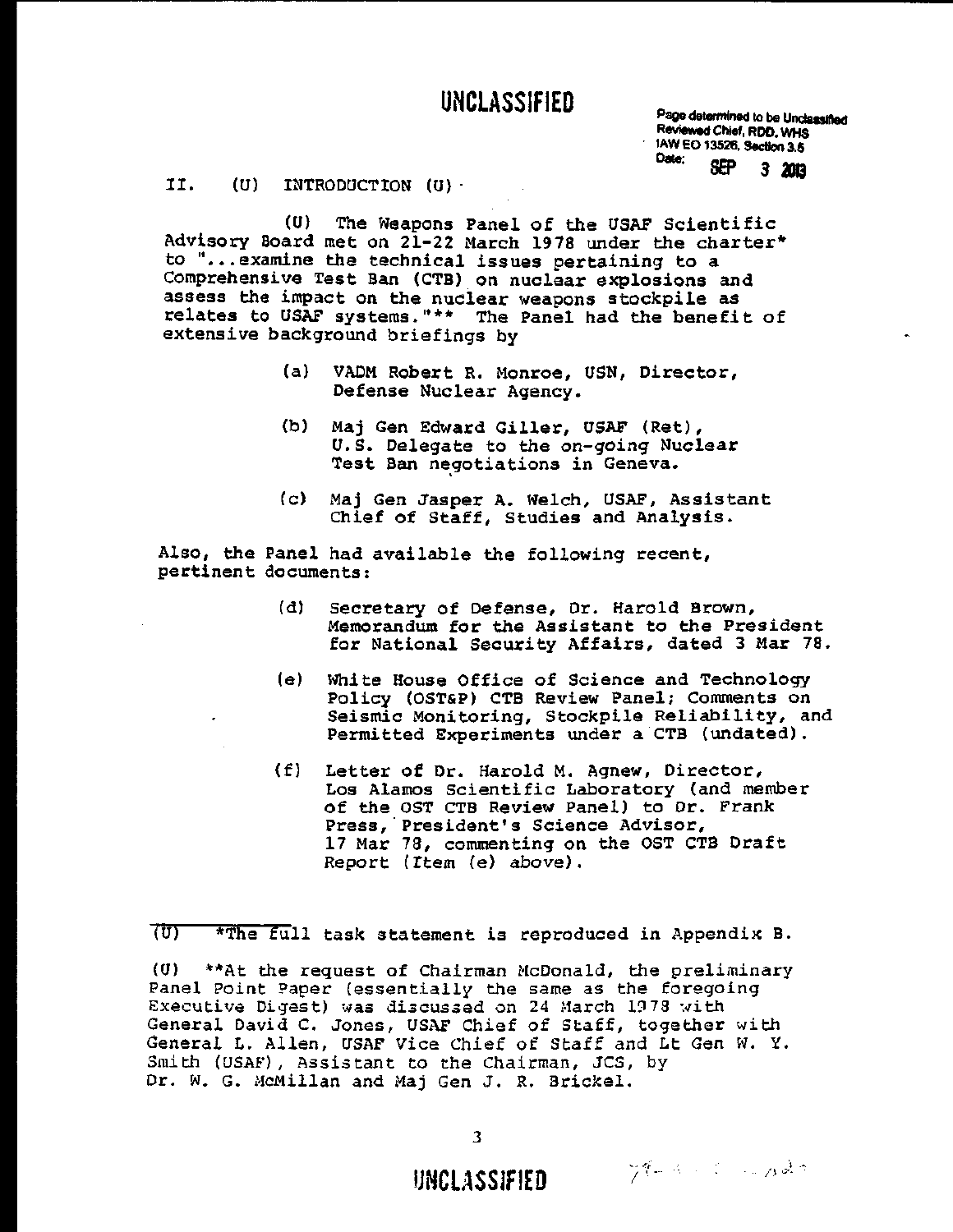UNCLASSIFIED

Page determined to be Unclassified
Reviewed Chief, RDD, WHS
IAW EO 13526, Section 3.5
Date: SEP 3 2013

## II. (U) INTRODUCTION (U)

(U) The Weapons Panel of the USAF Scientific Advisory Board met on 21-22 March 1978 under the charter* to "...examine the technical issues pertaining to a Comprehensive Test Ban (CTB) on nuclear explosions and assess the impact on the nuclear weapons stockpile as relates to USAF systems."** The Panel had the benefit of extensive background briefings by

(a) VADM Robert R. Monroe, USN, Director, Defense Nuclear Agency.

(b) Maj Gen Edward Giller, USAF (Ret), U.S. Delegate to the on-going Nuclear Test Ban negotiations in Geneva.

(c) Maj Gen Jasper A. Welch, USAF, Assistant Chief of Staff, Studies and Analysis.

Also, the Panel had available the following recent, pertinent documents:

(d) Secretary of Defense, Dr. Harold Brown, Memorandum for the Assistant to the President for National Security Affairs, dated 3 Mar 78.

(e) White House Office of Science and Technology Policy (OST&P) CTB Review Panel; Comments on Seismic Monitoring, Stockpile Reliability, and Permitted Experiments under a CTB (undated).

(f) Letter of Dr. Harold M. Agnew, Director, Los Alamos Scientific Laboratory (and member of the OST CTB Review Panel) to Dr. Frank Press, President's Science Advisor, 17 Mar 78, commenting on the OST CTB Draft Report (Item (e) above).

---

(U) *The full task statement is reproduced in Appendix B.

(U) **At the request of Chairman McDonald, the preliminary Panel Point Paper (essentially the same as the foregoing Executive Digest) was discussed on 24 March 1978 with General David C. Jones, USAF Chief of Staff, together with General L. Allen, USAF Vice Chief of Staff and Lt Gen W. Y. Smith (USAF), Assistant to the Chairman, JCS, by Dr. W. G. McMillan and Maj Gen J. R. Brickel.

UNCLASSIFIED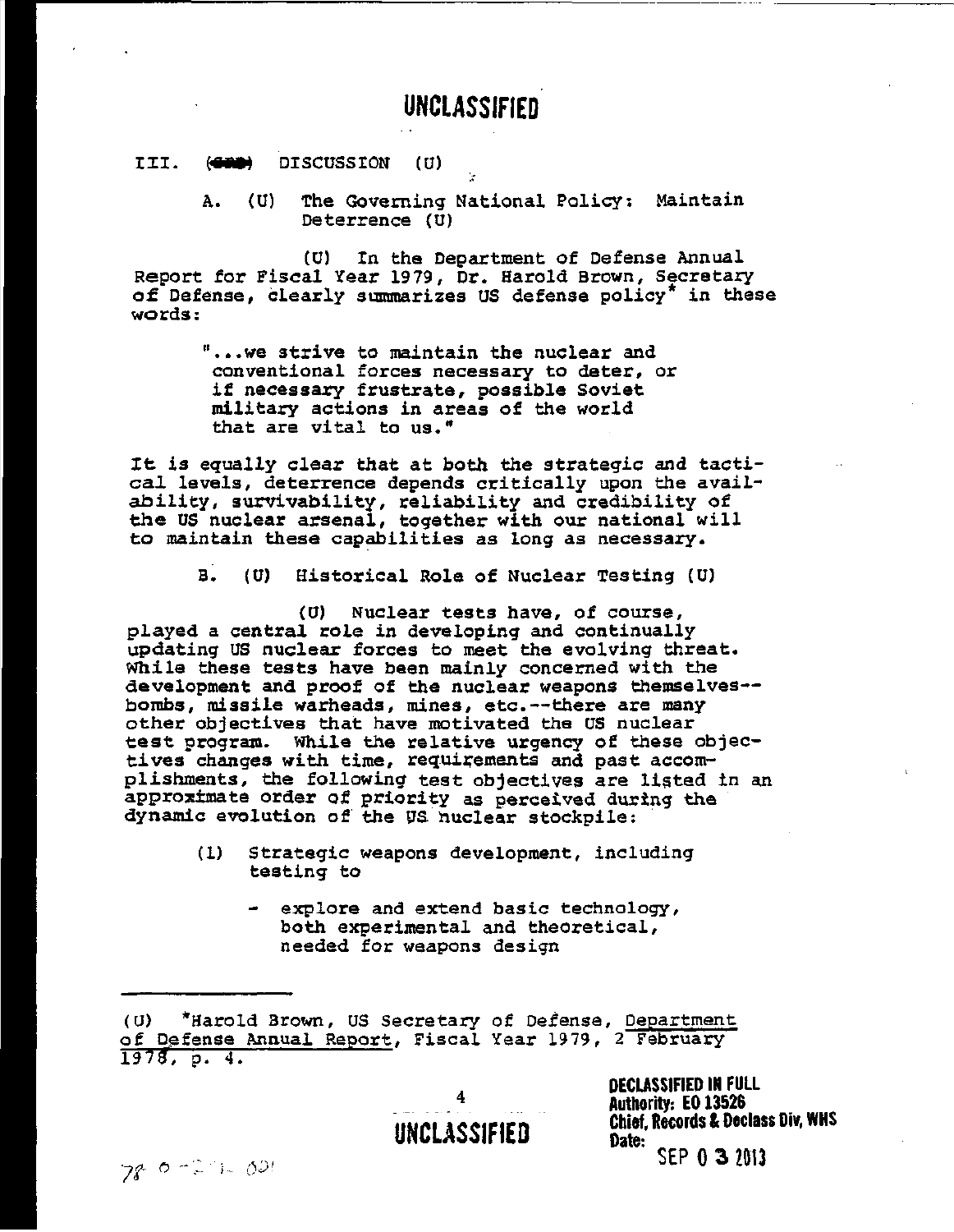UNCLASSIFIED

III. (~~SRD~~) DISCUSSION (U)

A. (U) The Governing National Policy: Maintain Deterrence (U)

(U) In the Department of Defense Annual Report for Fiscal Year 1979, Dr. Harold Brown, Secretary of Defense, clearly summarizes US defense policy* in these words:

> "...we strive to maintain the nuclear and conventional forces necessary to deter, or if necessary frustrate, possible Soviet military actions in areas of the world that are vital to us."

It is equally clear that at both the strategic and tactical levels, deterrence depends critically upon the availability, survivability, reliability and credibility of the US nuclear arsenal, together with our national will to maintain these capabilities as long as necessary.

B. (U) Historical Role of Nuclear Testing (U)

(U) Nuclear tests have, of course, played a central role in developing and continually updating US nuclear forces to meet the evolving threat. While these tests have been mainly concerned with the development and proof of the nuclear weapons themselves--bombs, missile warheads, mines, etc.--there are many other objectives that have motivated the US nuclear test program. While the relative urgency of these objectives changes with time, requirements and past accomplishments, the following test objectives are listed in an approximate order of priority as perceived during the dynamic evolution of the US nuclear stockpile:

(1) Strategic weapons development, including testing to

- explore and extend basic technology, both experimental and theoretical, needed for weapons design

---

(U) *Harold Brown, US Secretary of Defense, Department of Defense Annual Report, Fiscal Year 1979, 2 February 1978, p. 4.

UNCLASSIFIED

DECLASSIFIED IN FULL
Authority: EO 13526
Chief, Records & Declass Div, WHS
Date: SEP 0 3 2013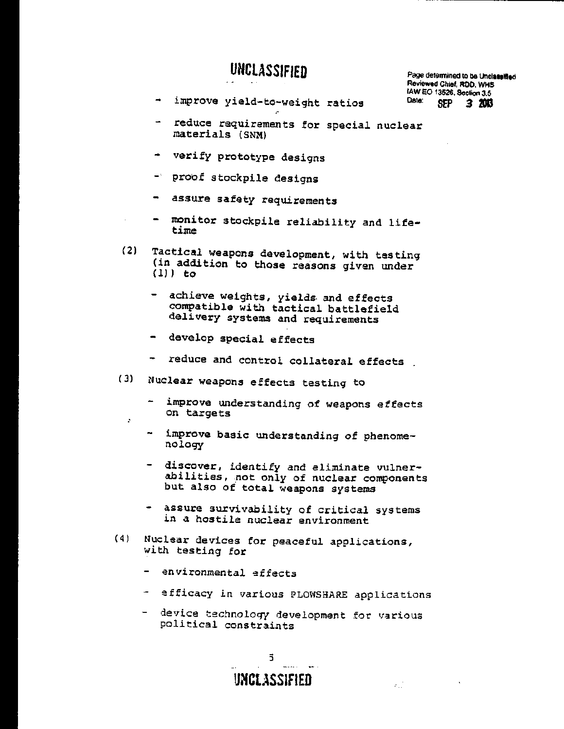- improve yield-to-weight ratios
- reduce requirements for special nuclear materials (SNM)
- verify prototype designs
- proof stockpile designs
- assure safety requirements
- monitor stockpile reliability and lifetime

(2) Tactical weapons development, with testing (in addition to those reasons given under (1)) to

- achieve weights, yields and effects compatible with tactical battlefield delivery systems and requirements
- develop special effects
- reduce and control collateral effects

(3) Nuclear weapons effects testing to

- improve understanding of weapons effects on targets
- improve basic understanding of phenomenology
- discover, identify and eliminate vulnerabilities, not only of nuclear components but also of total weapons systems
- assure survivability of critical systems in a hostile nuclear environment

(4) Nuclear devices for peaceful applications, with testing for

- environmental effects
- efficacy in various PLOWSHARE applications
- device technology development for various political constraints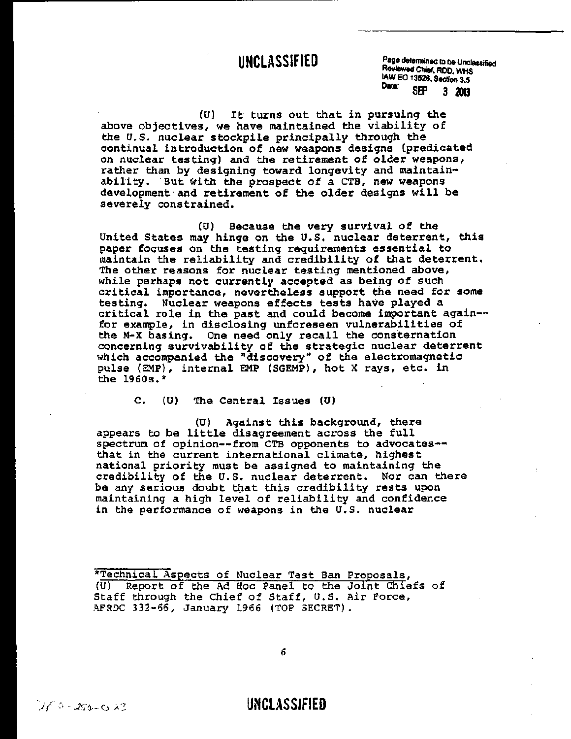(U) It turns out that in pursuing the above objectives, we have maintained the viability of the U.S. nuclear stockpile principally through the continual introduction of new weapons designs (predicated on nuclear testing) and the retirement of older weapons, rather than by designing toward longevity and maintainability. But with the prospect of a CTB, new weapons development and retirement of the older designs will be severely constrained.

(U) Because the very survival of the United States may hinge on the U.S. nuclear deterrent, this paper focuses on the testing requirements essential to maintain the reliability and credibility of that deterrent. The other reasons for nuclear testing mentioned above, while perhaps not currently accepted as being of such critical importance, nevertheless support the need for some testing. Nuclear weapons effects tests have played a critical role in the past and could become important again--for example, in disclosing unforeseen vulnerabilities of the M-X basing. One need only recall the consternation concerning survivability of the strategic nuclear deterrent which accompanied the "discovery" of the electromagnetic pulse (EMP), internal EMP (SGEMP), hot X rays, etc. in the 1960s.*

### C. (U) The Central Issues (U)

(U) Against this background, there appears to be little disagreement across the full spectrum of opinion--from CTB opponents to advocates--that in the current international climate, highest national priority must be assigned to maintaining the credibility of the U.S. nuclear deterrent. Nor can there be any serious doubt that this credibility rests upon maintaining a high level of reliability and confidence in the performance of weapons in the U.S. nuclear

---

*Technical Aspects of Nuclear Test Ban Proposals, (U) Report of the Ad Hoc Panel to the Joint Chiefs of Staff through the Chief of Staff, U.S. Air Force, AFRDC 332-66, January 1966 (TOP SECRET).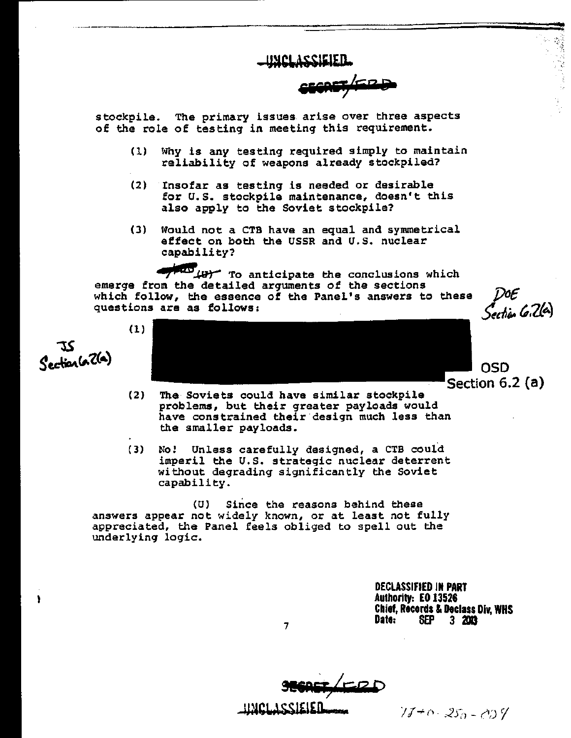stockpile. The primary issues arise over three aspects of the role of testing in meeting this requirement.

(1) Why is any testing required simply to maintain reliability of weapons already stockpiled?

(2) Insofar as testing is needed or desirable for U.S. stockpile maintenance, doesn't this also apply to the Soviet stockpile?

(3) Would not a CTB have an equal and symmetrical effect on both the USSR and U.S. nuclear capability?

(U) To anticipate the conclusions which emerge from the detailed arguments of the sections which follow, the essence of the Panel's answers to these questions are as follows:

DOE Section 6.2(a)

(1) [REDACTED]

JS Section 6.2(a)

OSD Section 6.2 (a)

(2) The Soviets could have similar stockpile problems, but their greater payloads would have constrained their design much less than the smaller payloads.

(3) No! Unless carefully designed, a CTB could imperil the U.S. strategic nuclear deterrent without degrading significantly the Soviet capability.

(U) Since the reasons behind these answers appear not widely known, or at least not fully appreciated, the Panel feels obliged to spell out the underlying logic.

DECLASSIFIED IN PART
Authority: EO 13526
Chief, Records & Declass Div, WHS
Date: SEP 3 2013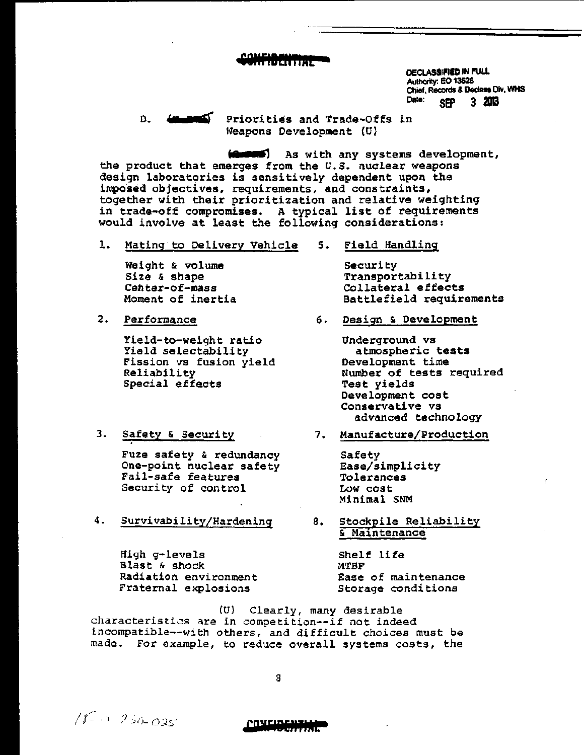CONFIDENTIAL

DECLASSIFIED IN FULL
Authority: EO 13526
Chief, Records & Declass Div, WHS
Date: SEP 3 2013

## D. Priorities and Trade-Offs in Weapons Development (U)

As with any systems development, the product that emerges from the U.S. nuclear weapons design laboratories is sensitively dependent upon the imposed objectives, requirements, and constraints, together with their prioritization and relative weighting in trade-off compromises. A typical list of requirements would involve at least the following considerations:

1. Mating to Delivery Vehicle
   - Weight & volume
   - Size & shape
   - Center-of-mass
   - Moment of inertia

2. Performance
   - Yield-to-weight ratio
   - Yield selectability
   - Fission vs fusion yield
   - Reliability
   - Special effects

3. Safety & Security
   - Fuze safety & redundancy
   - One-point nuclear safety
   - Fail-safe features
   - Security of control

4. Survivability/Hardening
   - High g-levels
   - Blast & shock
   - Radiation environment
   - Fraternal explosions

5. Field Handling
   - Security
   - Transportability
   - Collateral effects
   - Battlefield requirements

6. Design & Development
   - Underground vs atmospheric tests
   - Development time
   - Number of tests required
   - Test yields
   - Development cost
   - Conservative vs advanced technology

7. Manufacture/Production
   - Safety
   - Ease/simplicity
   - Tolerances
   - Low cost
   - Minimal SNM

8. Stockpile Reliability & Maintenance
   - Shelf life
   - MTBF
   - Ease of maintenance
   - Storage conditions

(U) Clearly, many desirable characteristics are in competition--if not indeed incompatible--with others, and difficult choices must be made. For example, to reduce overall systems costs, the

CONFIDENTIAL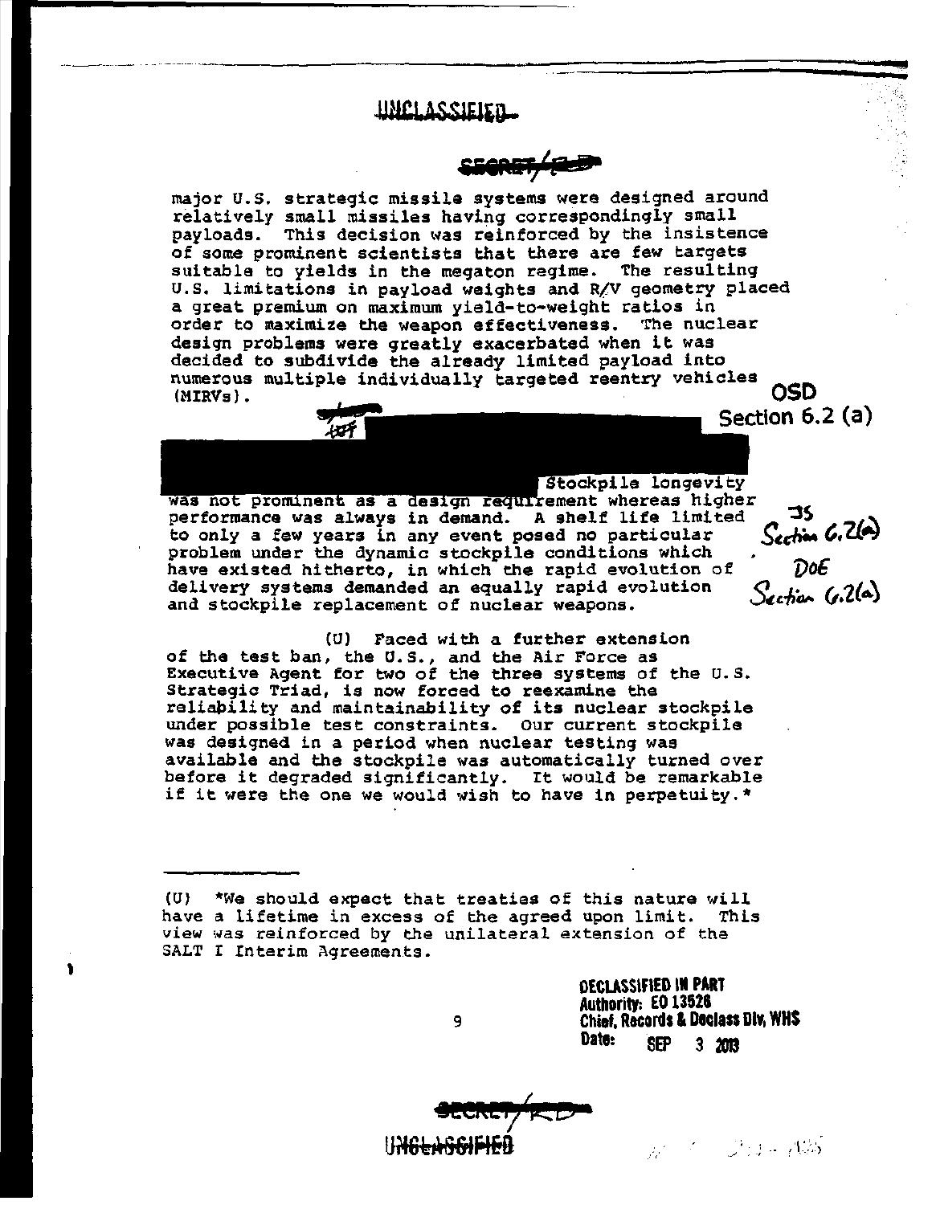major U.S. strategic missile systems were designed around relatively small missiles having correspondingly small payloads. This decision was reinforced by the insistence of some prominent scientists that there are few targets suitable to yields in the megaton regime. The resulting U.S. limitations in payload weights and R/V geometry placed a great premium on maximum yield-to-weight ratios in order to maximize the weapon effectiveness. The nuclear design problems were greatly exacerbated when it was decided to subdivide the already limited payload into numerous multiple individually targeted reentry vehicles (MIRVs).

OSD Section 6.2 (a)

(U) [REDACTED] Stockpile longevity was not prominent as a design requirement whereas higher performance was always in demand. A shelf life limited to only a few years in any event posed no particular problem under the dynamic stockpile conditions which have existed hitherto, in which the rapid evolution of delivery systems demanded an equally rapid evolution and stockpile replacement of nuclear weapons.

JS Section 6.2(a)

DoE Section 6.2(a)

(U) Faced with a further extension of the test ban, the U.S., and the Air Force as Executive Agent for two of the three systems of the U.S. Strategic Triad, is now forced to reexamine the reliability and maintainability of its nuclear stockpile under possible test constraints. Our current stockpile was designed in a period when nuclear testing was available and the stockpile was automatically turned over before it degraded significantly. It would be remarkable if it were the one we would wish to have in perpetuity.*

---

(U) *We should expect that treaties of this nature will have a lifetime in excess of the agreed upon limit. This view was reinforced by the unilateral extension of the SALT I Interim Agreements.

DECLASSIFIED IN PART
Authority: EO 13526
Chief, Records & Declass Div, WHS
Date: SEP 3 2013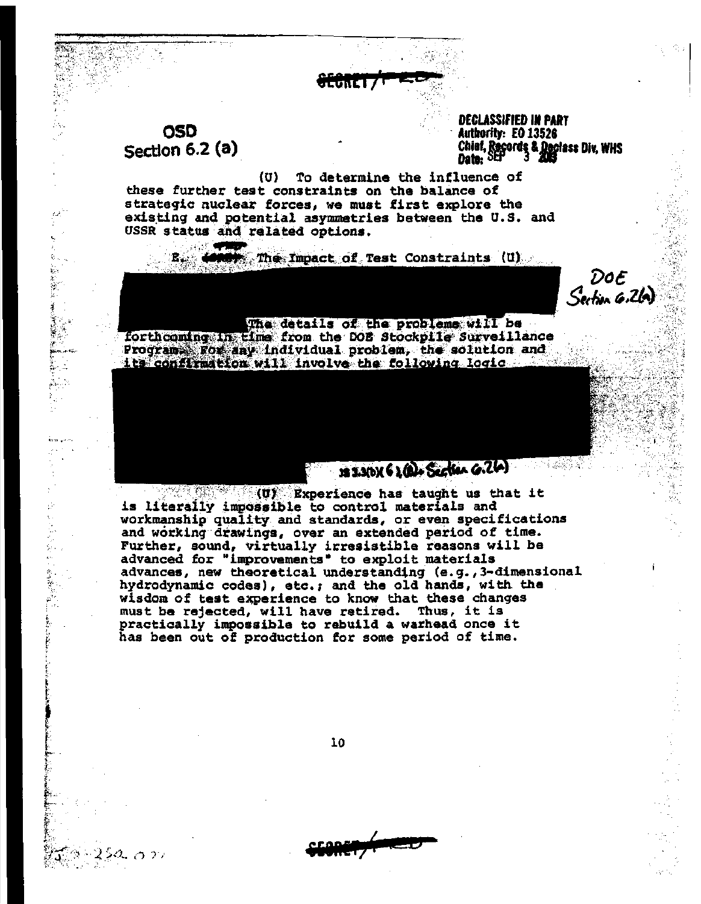SECRET/FRD

OSD
Section 6.2 (a)

DECLASSIFIED IN PART
Authority: EO 13526
Chief, Records & Declass Div, WHS
Date: SEP 3 2013

(U) To determine the influence of these further test constraints on the balance of strategic nuclear forces, we must first explore the existing and potential asymmetries between the U.S. and USSR status and related options.

E. ~~(S/RD)~~ The Impact of Test Constraints (U)

DOE Section 6.2(a)

The details of the problems will be forthcoming in time from the DOE Stockpile Surveillance Program. For any individual problem, the solution and its confirmation will involve the following logic

3.3(b)(6), (a) + Section 6.2(a)

(U) Experience has taught us that it is literally impossible to control materials and workmanship quality and standards, or even specifications and working drawings, over an extended period of time. Further, sound, virtually irresistible reasons will be advanced for "improvements" to exploit materials advances, new theoretical understanding (e.g., 3-dimensional hydrodynamic codes), etc.; and the old hands, with the wisdom of test experience to know that these changes must be rejected, will have retired. Thus, it is practically impossible to rebuild a warhead once it has been out of production for some period of time.

SECRET/FRD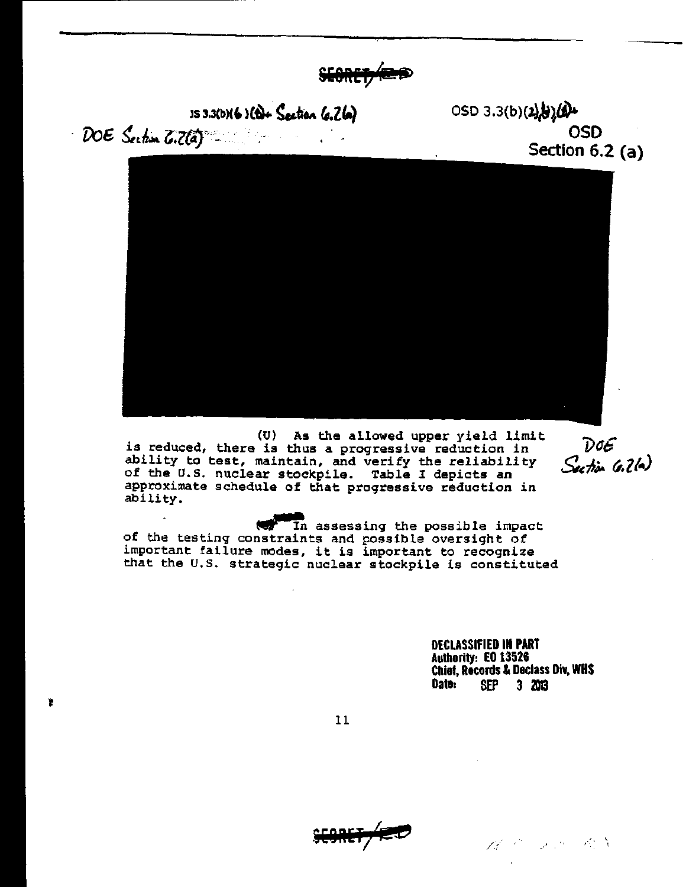SECRET/RD

JS 3.3(b)(6)(8) + Section 6.2(a)

OSD 3.3(b)(2),(8),(9) + OSD Section 6.2 (a)

DOE Section 6.2(a)

(U) As the allowed upper yield limit is reduced, there is thus a progressive reduction in ability to test, maintain, and verify the reliability of the U.S. nuclear stockpile. Table I depicts an approximate schedule of that progressive reduction in ability.

DOE Section 6.2(a)

(U) In assessing the possible impact of the testing constraints and possible oversight of important failure modes, it is important to recognize that the U.S. strategic nuclear stockpile is constituted

**DECLASSIFIED IN PART**
**Authority: EO 13526**
**Chief, Records & Declass Div, WHS**
**Date: SEP 3 2013**

SECRET/RD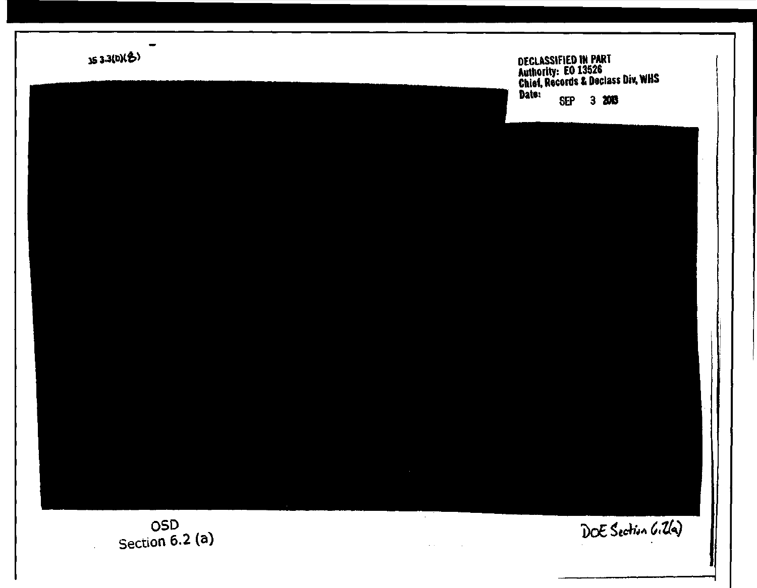JS 3.3(b)(8)

DECLASSIFIED IN PART
Authority: EO 13526
Chief, Records & Declass Div, WHS
Date: SEP 3 2013

OSD
Section 6.2 (a)

DOE Section 6.2(a)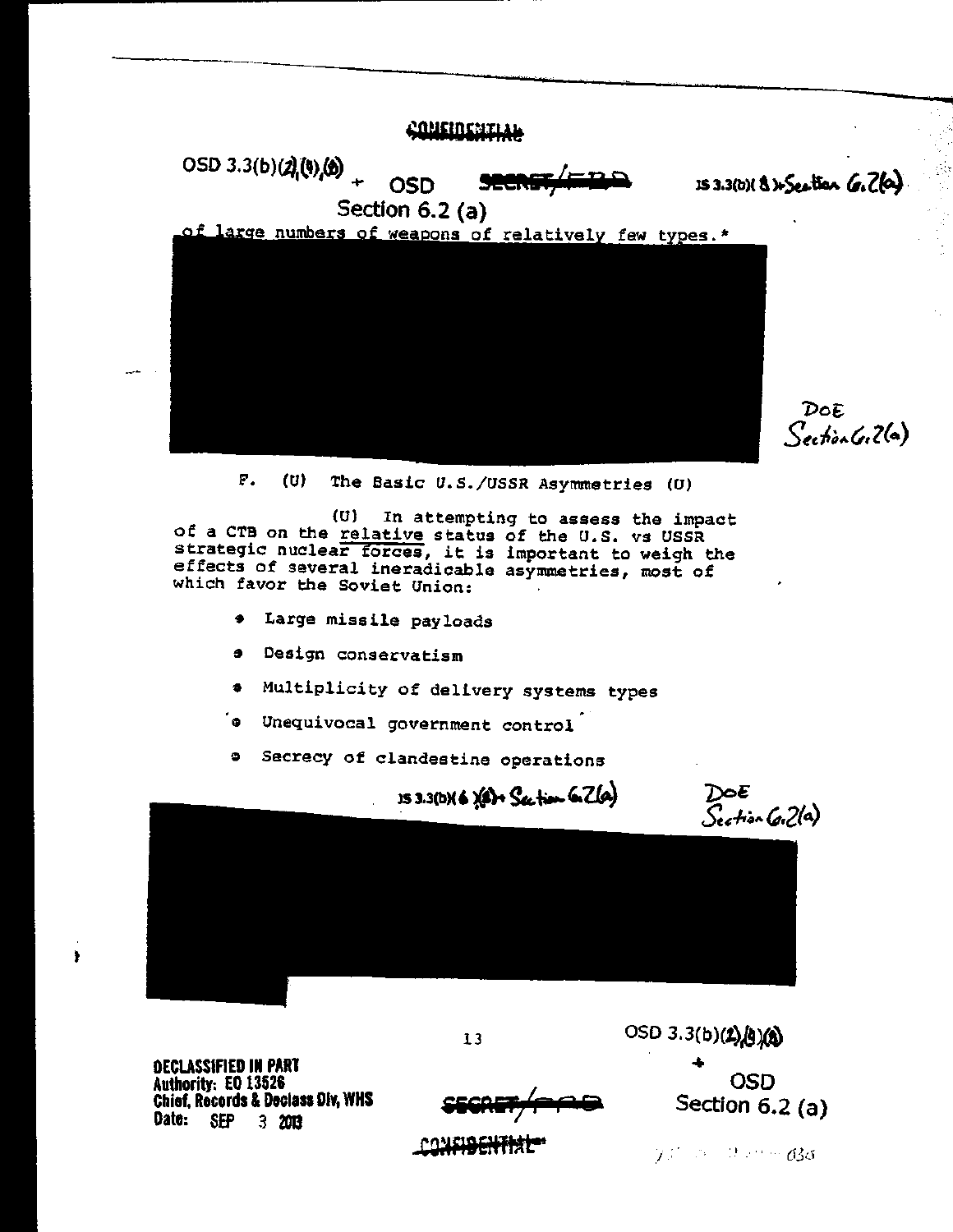CONFIDENTIAL

OSD 3.3(b)(2),(9),(6) + OSD Section 6.2 (a)

SECRET/FRD

JS 3.3(b)(8) + Section 6.2(a)

of large numbers of weapons of relatively few types.*

DOE Section 6.2(a)

F. (U) The Basic U.S./USSR Asymmetries (U)

(U) In attempting to assess the impact of a CTB on the relative status of the U.S. vs USSR strategic nuclear forces, it is important to weigh the effects of several ineradicable asymmetries, most of which favor the Soviet Union:

- Large missile payloads
- Design conservatism
- Multiplicity of delivery systems types
- Unequivocal government control
- Secrecy of clandestine operations

JS 3.3(b)(6)(8) + Section 6.2(a)

DOE Section 6.2(a)

OSD 3.3(b)(2),(9),(6) + OSD Section 6.2 (a)

DECLASSIFIED IN PART
Authority: EO 13526
Chief, Records & Declass Div, WHS
Date: SEP 3 2013

SECRET/FRD

CONFIDENTIAL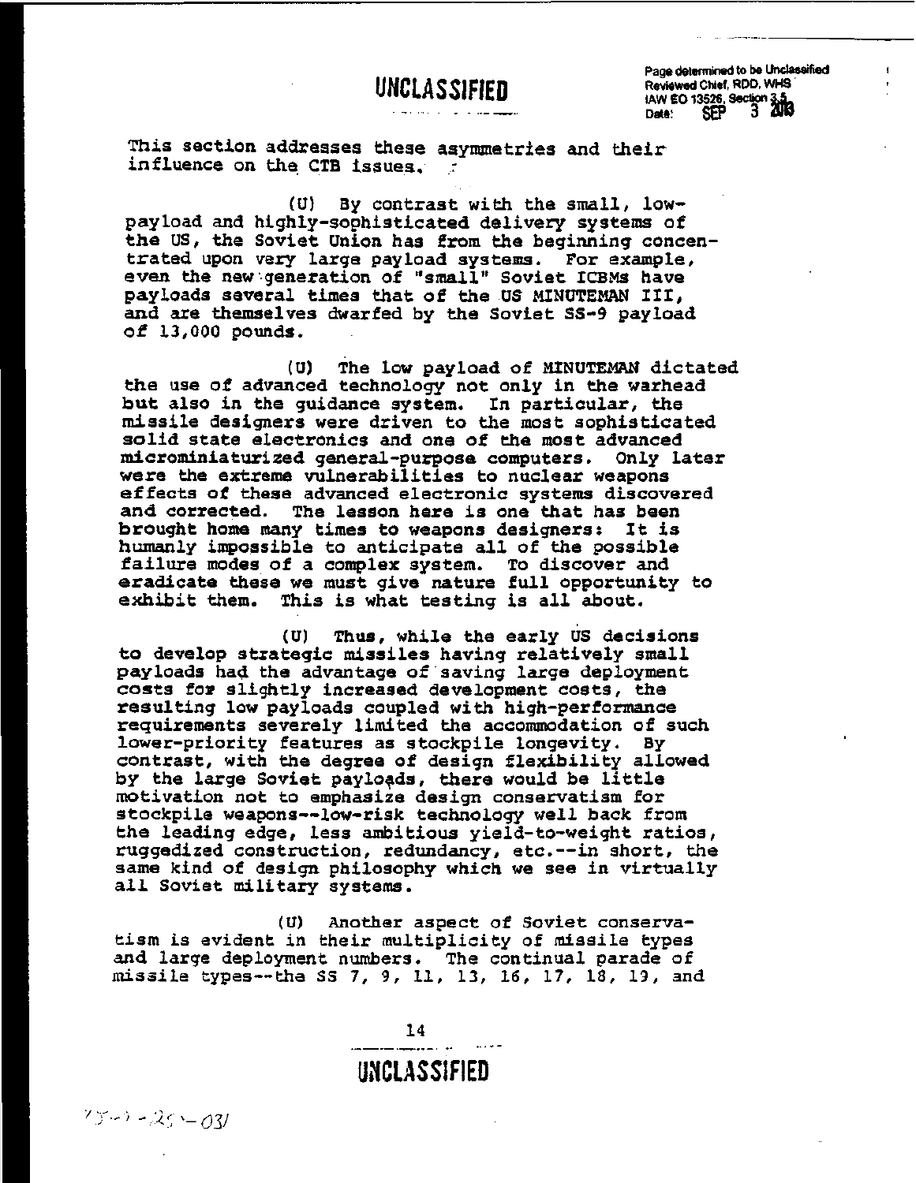This section addresses these asymmetries and their influence on the CTB issues.

(U) By contrast with the small, low-payload and highly-sophisticated delivery systems of the US, the Soviet Union has from the beginning concentrated upon very large payload systems. For example, even the new generation of "small" Soviet ICBMs have payloads several times that of the US MINUTEMAN III, and are themselves dwarfed by the Soviet SS-9 payload of 13,000 pounds.

(U) The low payload of MINUTEMAN dictated the use of advanced technology not only in the warhead but also in the guidance system. In particular, the missile designers were driven to the most sophisticated solid state electronics and one of the most advanced microminiaturized general-purpose computers. Only later were the extreme vulnerabilities to nuclear weapons effects of these advanced electronic systems discovered and corrected. The lesson here is one that has been brought home many times to weapons designers: It is humanly impossible to anticipate all of the possible failure modes of a complex system. To discover and eradicate these we must give nature full opportunity to exhibit them. This is what testing is all about.

(U) Thus, while the early US decisions to develop strategic missiles having relatively small payloads had the advantage of saving large deployment costs for slightly increased development costs, the resulting low payloads coupled with high-performance requirements severely limited the accommodation of such lower-priority features as stockpile longevity. By contrast, with the degree of design flexibility allowed by the large Soviet payloads, there would be little motivation not to emphasize design conservatism for stockpile weapons--low-risk technology well back from the leading edge, less ambitious yield-to-weight ratios, ruggedized construction, redundancy, etc.--in short, the same kind of design philosophy which we see in virtually all Soviet military systems.

(U) Another aspect of Soviet conservatism is evident in their multiplicity of missile types and large deployment numbers. The continual parade of missile types--the SS 7, 9, 11, 13, 16, 17, 18, 19, and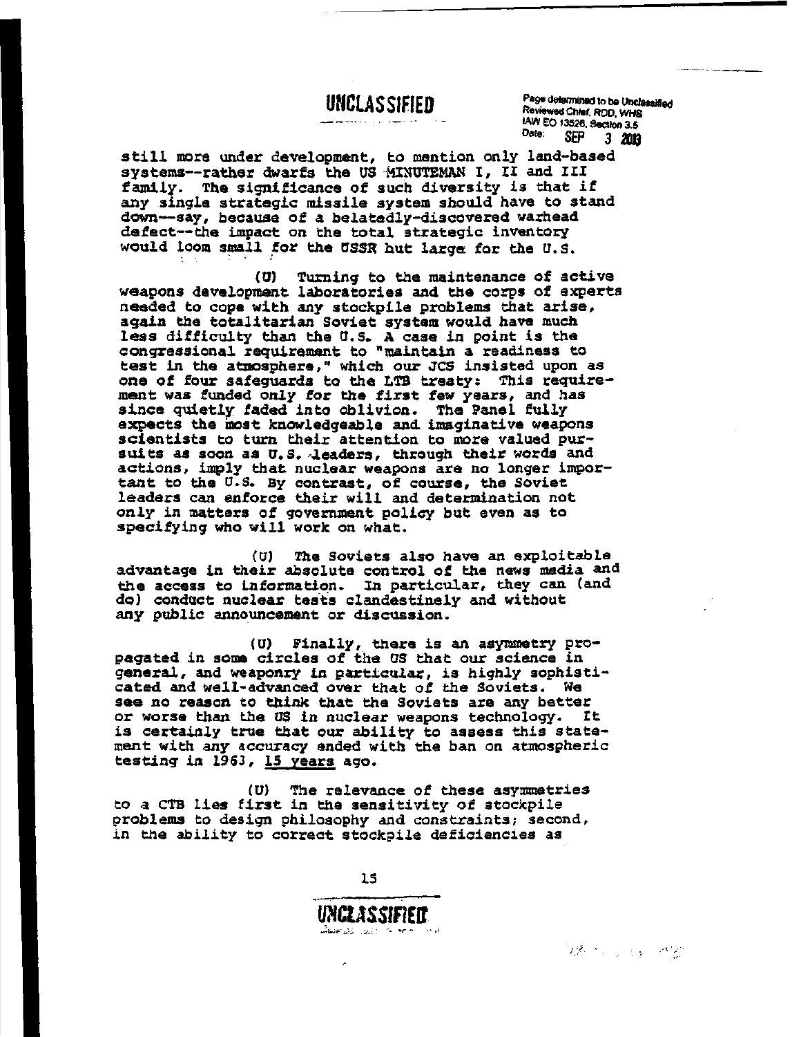still more under development, to mention only land-based systems--rather dwarfs the US MINUTEMAN I, II and III family. The significance of such diversity is that if any single strategic missile system should have to stand down--say, because of a belatedly-discovered warhead defect--the impact on the total strategic inventory would loom small for the USSR but large for the U.S.

(U) Turning to the maintenance of active weapons development laboratories and the corps of experts needed to cope with any stockpile problems that arise, again the totalitarian Soviet system would have much less difficulty than the U.S. A case in point is the congressional requirement to "maintain a readiness to test in the atmosphere," which our JCS insisted upon as one of four safeguards to the LTB treaty: This requirement was funded only for the first few years, and has since quietly faded into oblivion. The Panel fully expects the most knowledgeable and imaginative weapons scientists to turn their attention to more valued pursuits as soon as U.S. leaders, through their words and actions, imply that nuclear weapons are no longer important to the U.S. By contrast, of course, the Soviet leaders can enforce their will and determination not only in matters of government policy but even as to specifying who will work on what.

(U) The Soviets also have an exploitable advantage in their absolute control of the news media and the access to information. In particular, they can (and do) conduct nuclear tests clandestinely and without any public announcement or discussion.

(U) Finally, there is an asymmetry propagated in some circles of the US that our science in general, and weaponry in particular, is highly sophisticated and well-advanced over that of the Soviets. We see no reason to think that the Soviets are any better or worse than the US in nuclear weapons technology. It is certainly true that our ability to assess this statement with any accuracy ended with the ban on atmospheric testing in 1963, 15 years ago.

(U) The relevance of these asymmetries to a CTB lies first in the sensitivity of stockpile problems to design philosophy and constraints; second, in the ability to correct stockpile deficiencies as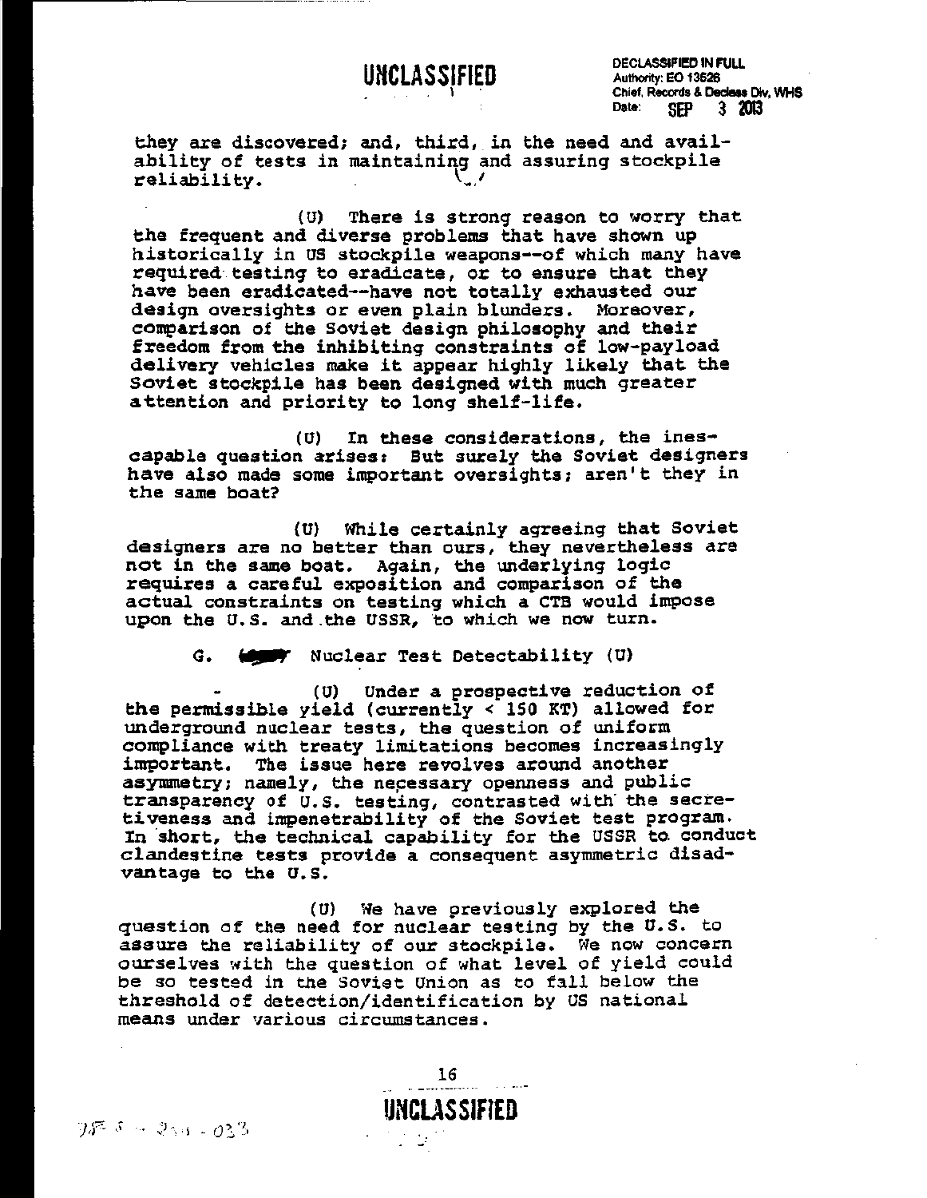they are discovered; and, third, in the need and availability of tests in maintaining and assuring stockpile reliability.

(U) There is strong reason to worry that the frequent and diverse problems that have shown up historically in US stockpile weapons--of which many have required testing to eradicate, or to ensure that they have been eradicated--have not totally exhausted our design oversights or even plain blunders. Moreover, comparison of the Soviet design philosophy and their freedom from the inhibiting constraints of low-payload delivery vehicles make it appear highly likely that the Soviet stockpile has been designed with much greater attention and priority to long shelf-life.

(U) In these considerations, the inescapable question arises: But surely the Soviet designers have also made some important oversights; aren't they in the same boat?

(U) While certainly agreeing that Soviet designers are no better than ours, they nevertheless are not in the same boat. Again, the underlying logic requires a careful exposition and comparison of the actual constraints on testing which a CTB would impose upon the U.S. and the USSR, to which we now turn.

G. Nuclear Test Detectability (U)

(U) Under a prospective reduction of the permissible yield (currently < 150 KT) allowed for underground nuclear tests, the question of uniform compliance with treaty limitations becomes increasingly important. The issue here revolves around another asymmetry; namely, the necessary openness and public transparency of U.S. testing, contrasted with the secretiveness and impenetrability of the Soviet test program. In short, the technical capability for the USSR to conduct clandestine tests provide a consequent asymmetric disadvantage to the U.S.

(U) We have previously explored the question of the need for nuclear testing by the U.S. to assure the reliability of our stockpile. We now concern ourselves with the question of what level of yield could be so tested in the Soviet Union as to fall below the threshold of detection/identification by US national means under various circumstances.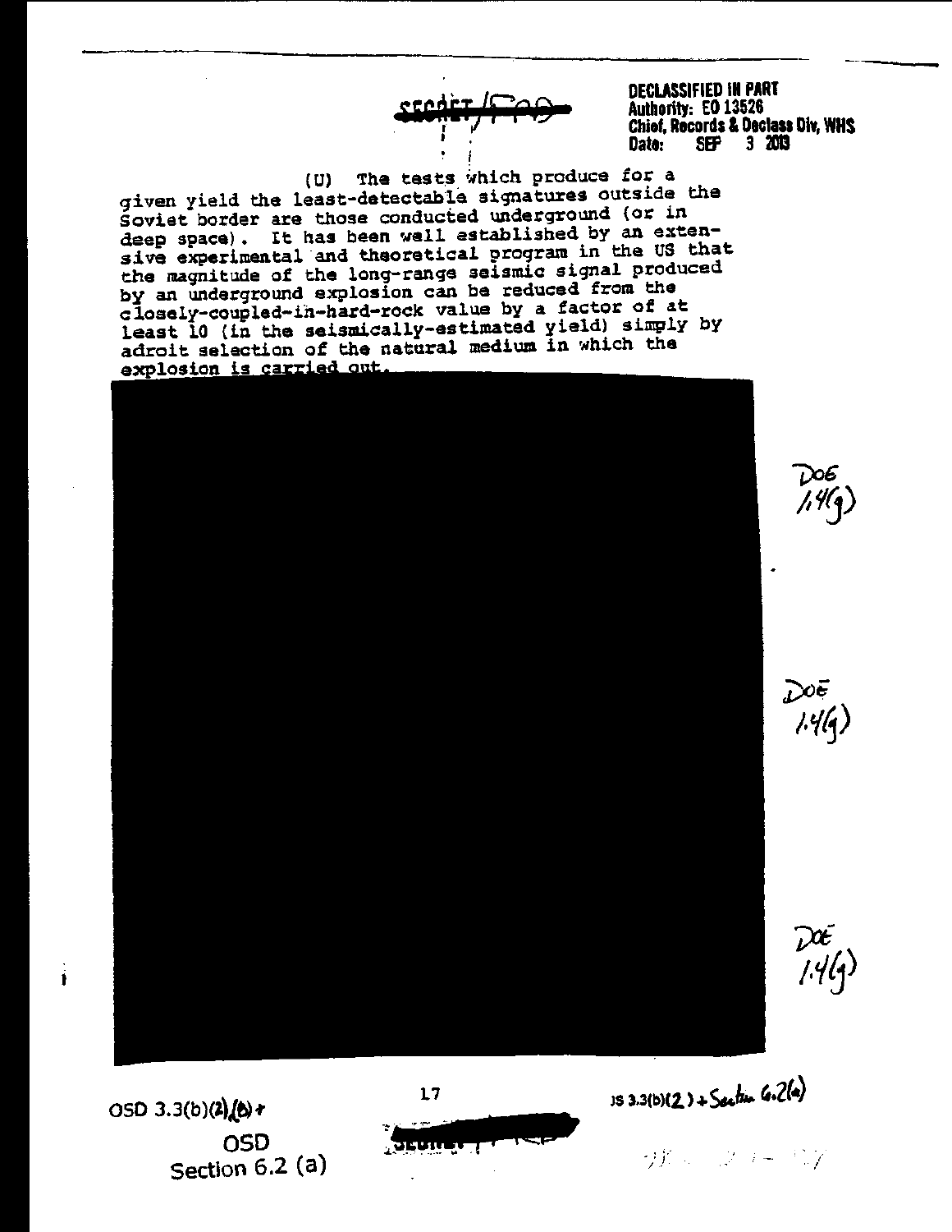SECRET/FRD

DECLASSIFIED IN PART
Authority: EO 13526
Chief, Records & Declass Div, WHS
Date: SEP 3 2013

(U) The tests which produce for a given yield the least-detectable signatures outside the Soviet border are those conducted underground (or in deep space). It has been well established by an extensive experimental and theoretical program in the US that the magnitude of the long-range seismic signal produced by an underground explosion can be reduced from the closely-coupled-in-hard-rock value by a factor of at least 10 (in the seismically-estimated yield) simply by adroit selection of the natural medium in which the explosion is carried out.

DOE 1.4(g)

DOE 1.4(g)

DOE 1.4(g)

OSD 3.3(b)(2),(6) + OSD Section 6.2 (a)

JS 3.3(b)(2) + Section 6.2(a)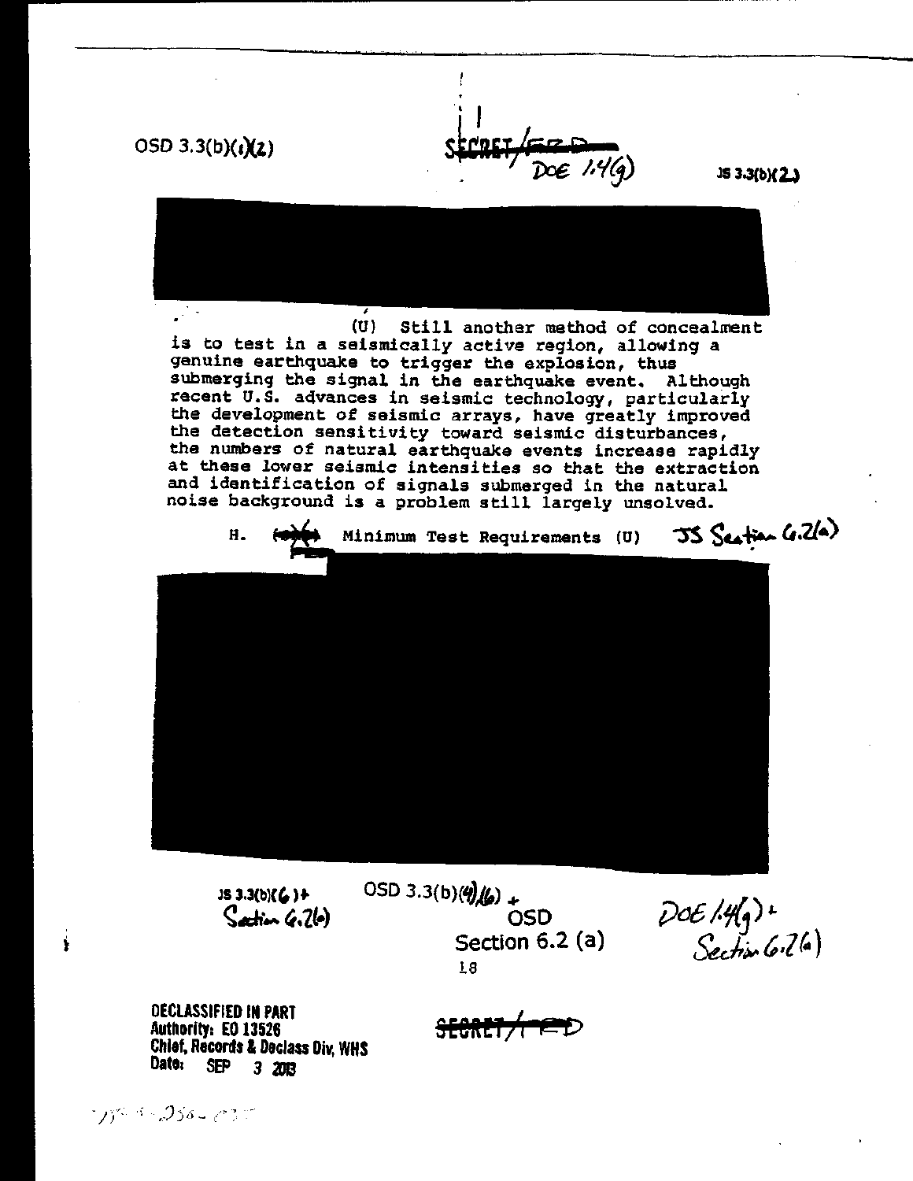OSD 3.3(b)(1)(2)

SECRET/FRD DOE 1.4(g)

JS 3.3(b)(2)

(U) Still another method of concealment is to test in a seismically active region, allowing a genuine earthquake to trigger the explosion, thus submerging the signal in the earthquake event. Although recent U.S. advances in seismic technology, particularly the development of seismic arrays, have greatly improved the detection sensitivity toward seismic disturbances, the numbers of natural earthquake events increase rapidly at these lower seismic intensities so that the extraction and identification of signals submerged in the natural noise background is a problem still largely unsolved.

H. Minimum Test Requirements (U) JS Section 6.2(a)

JS 3.3(b)(6) + Section 6.2(a)

OSD 3.3(b)(4)(6) + OSD Section 6.2 (a)

DOE 1.4(g) + Section 6.2(a)

DECLASSIFIED IN PART
Authority: EO 13526
Chief, Records & Declass Div, WHS
Date: SEP 3 2013

SECRET/FRD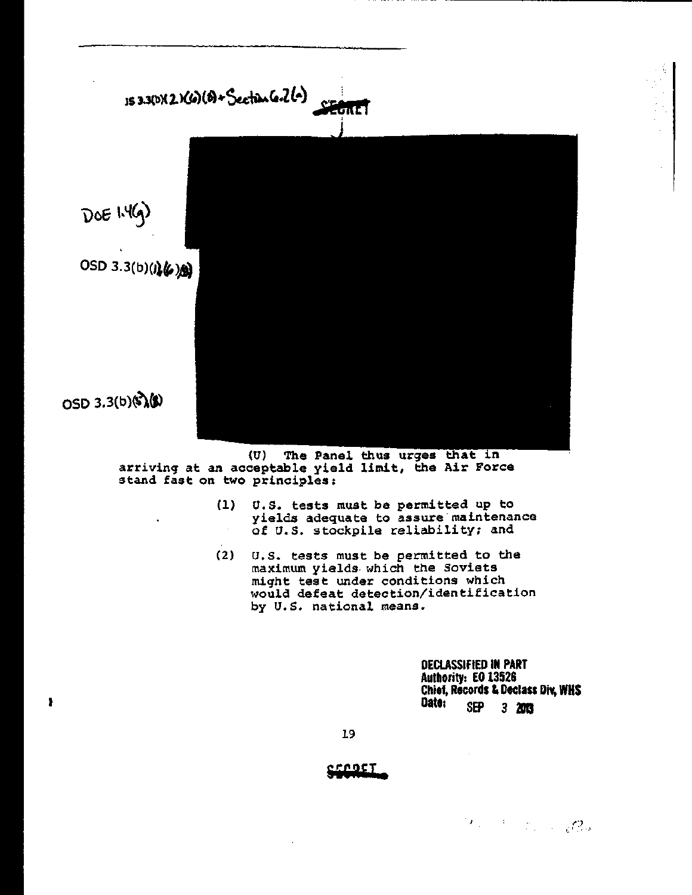JS 3.3(b)(2)(6)(8) + Section 6.2(a) SECRET

DoE 1.4(g)

OSD 3.3(b)(1)(6)(8)

OSD 3.3(b)(5)(8)

(U) The Panel thus urges that in arriving at an acceptable yield limit, the Air Force stand fast on two principles:

(1) U.S. tests must be permitted up to yields adequate to assure maintenance of U.S. stockpile reliability; and

(2) U.S. tests must be permitted to the maximum yields which the Soviets might test under conditions which would defeat detection/identification by U.S. national means.

**DECLASSIFIED IN PART**
**Authority: EO 13526**
**Chief, Records & Declass Div, WHS**
**Date: SEP 3 2013**

SECRET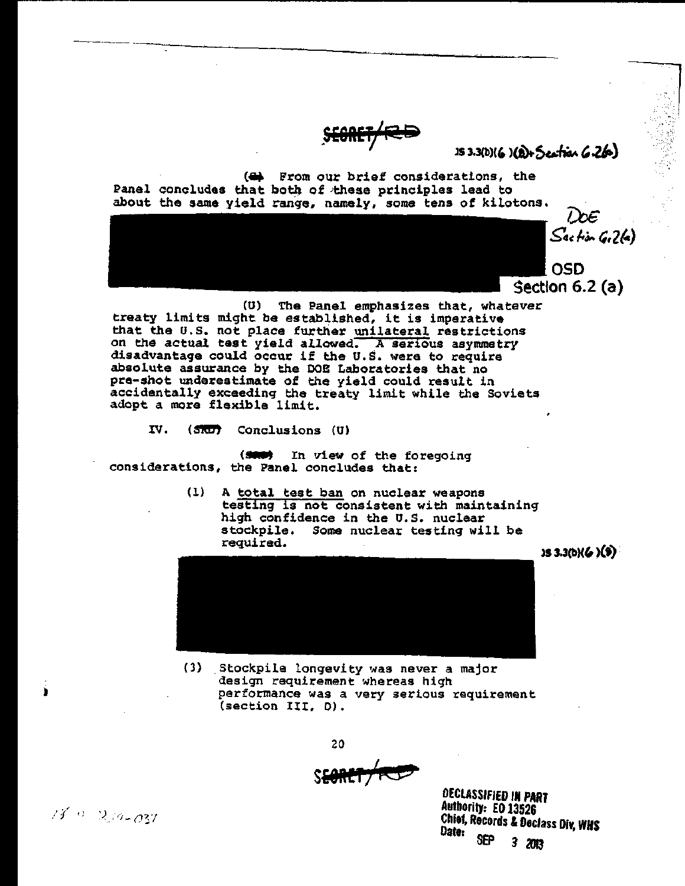SECRET/RD

JS 3.3(b)(6)(8)+Section 6.2(a)

(S) From our brief considerations, the Panel concludes that both of these principles lead to about the same yield range, namely, some tens of kilotons.

[REDACTED] DOE Section 6.2(a) OSD Section 6.2 (a)

(U) The Panel emphasizes that, whatever treaty limits might be established, it is imperative that the U.S. not place further <u>unilateral</u> restrictions on the actual test yield allowed. A serious asymmetry disadvantage could occur if the U.S. were to require absolute assurance by the DOE Laboratories that no pre-shot underestimate of the yield could result in accidentally exceeding the treaty limit while the Soviets adopt a more flexible limit.

## IV. (SRD) Conclusions (U)

(SRD) In view of the foregoing considerations, the Panel concludes that:

(1) A <u>total test ban</u> on nuclear weapons testing is not consistent with maintaining high confidence in the U.S. nuclear stockpile. Some nuclear testing will be required.

[REDACTED] JS 3.3(b)(6)(9)

(3) Stockpile longevity was never a major design requirement whereas high performance was a very serious requirement (section III, D).

SECRET/RD

DECLASSIFIED IN PART
Authority: EO 13526
Chief, Records & Declass Div, WHS
Date: SEP 3 2013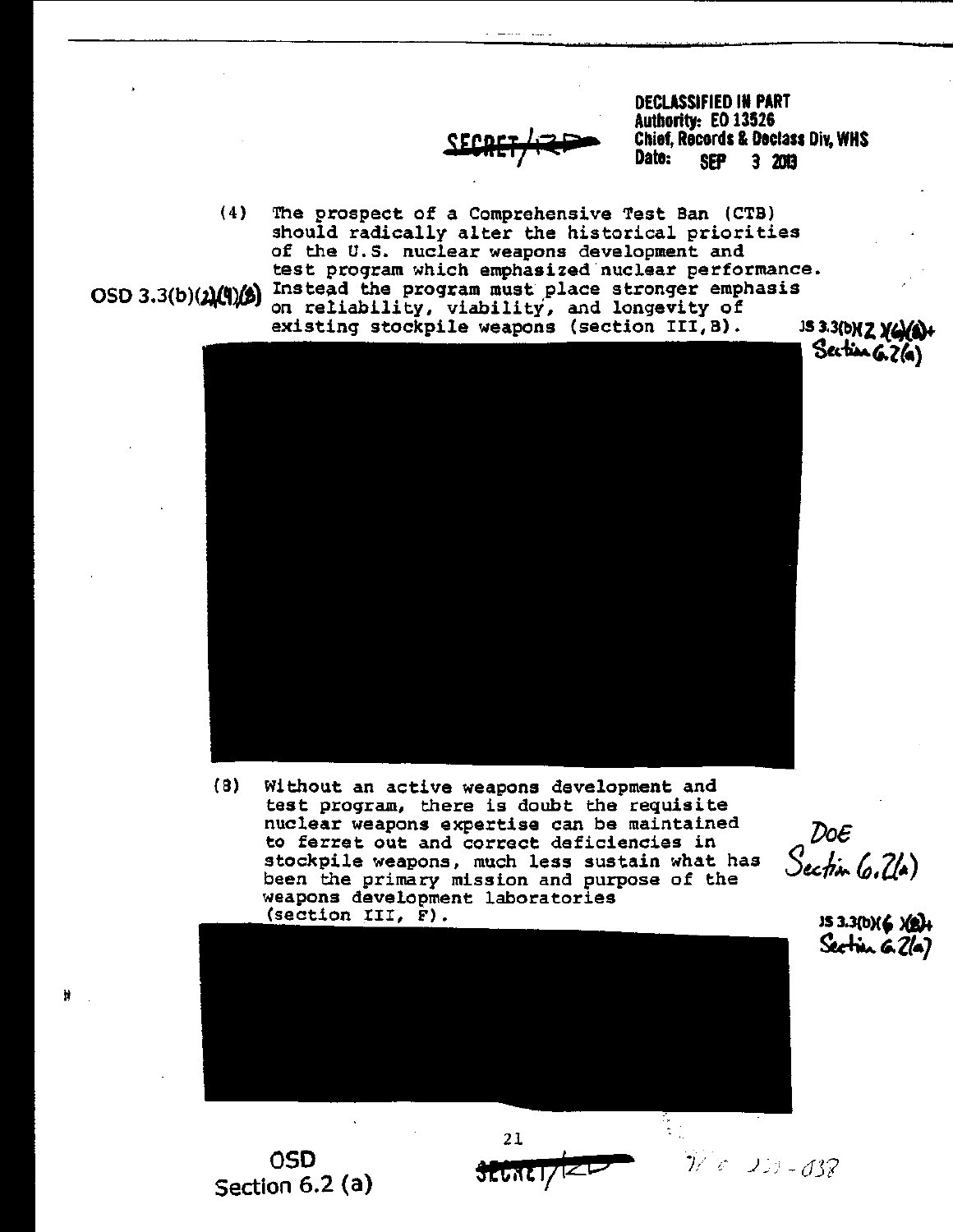DECLASSIFIED IN PART
Authority: EO 13526
Chief, Records & Declass Div, WHS
Date: SEP 3 2013

SECRET/RD

(4) The prospect of a Comprehensive Test Ban (CTB) should radically alter the historical priorities of the U.S. nuclear weapons development and test program which emphasized nuclear performance. Instead the program must place stronger emphasis on reliability, viability, and longevity of existing stockpile weapons (section III, B).

OSD 3.3(b)(2)(4)(8)

JS 3.3(b)(2)(4)(8) + Section 6.2(a)

(8) Without an active weapons development and test program, there is doubt the requisite nuclear weapons expertise can be maintained to ferret out and correct deficiencies in stockpile weapons, much less sustain what has been the primary mission and purpose of the weapons development laboratories (section III, F).

DoE Section 6.2(a)

JS 3.3(b)(6)(8) + Section 6.2(a)

OSD Section 6.2 (a)

SECRET/RD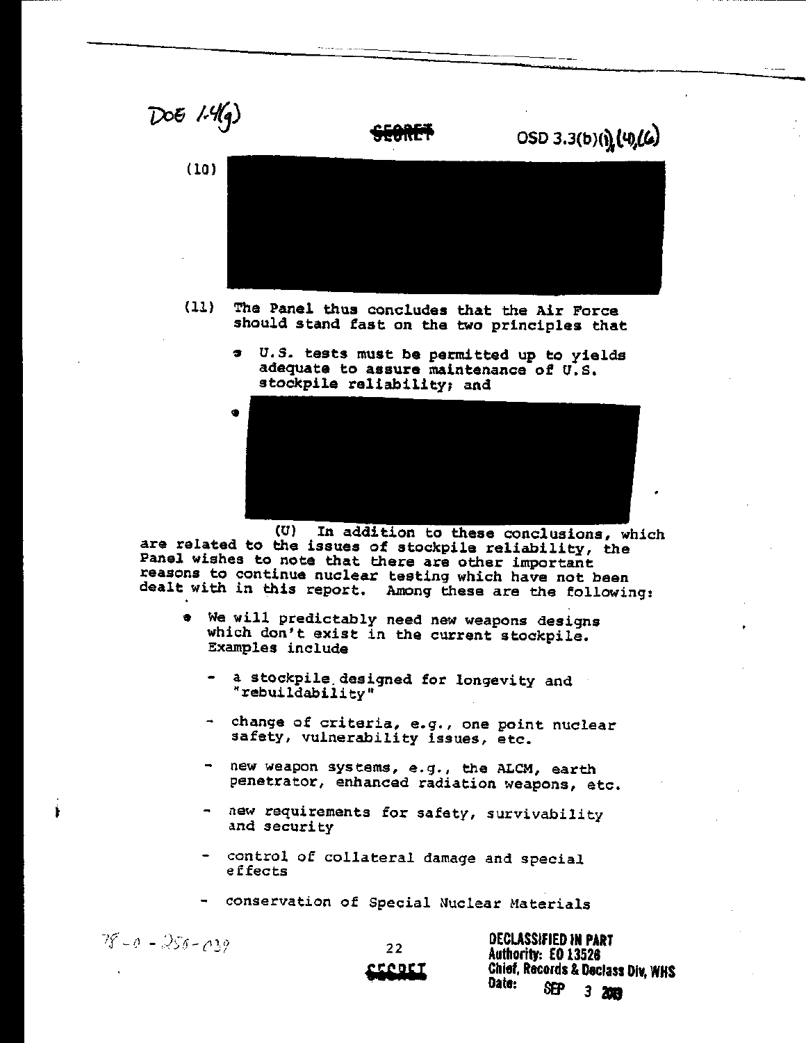DOE 1.4(g)

SECRET

OSD 3.3(b)(1),(4),(6)

(10) [REDACTED]

(11) The Panel thus concludes that the Air Force should stand fast on the two principles that

- U.S. tests must be permitted up to yields adequate to assure maintenance of U.S. stockpile reliability; and
- [REDACTED]

(U) In addition to these conclusions, which are related to the issues of stockpile reliability, the Panel wishes to note that there are other important reasons to continue nuclear testing which have not been dealt with in this report. Among these are the following:

- We will predictably need new weapons designs which don't exist in the current stockpile. Examples include
  - a stockpile designed for longevity and "rebuildability"
  - change of criteria, e.g., one point nuclear safety, vulnerability issues, etc.
  - new weapon systems, e.g., the ALCM, earth penetrator, enhanced radiation weapons, etc.
  - new requirements for safety, survivability and security
  - control of collateral damage and special effects
  - conservation of Special Nuclear Materials

78-0-256-039

SECRET

DECLASSIFIED IN PART
Authority: EO 13526
Chief, Records & Declass Div, WHS
Date: SEP 3 2013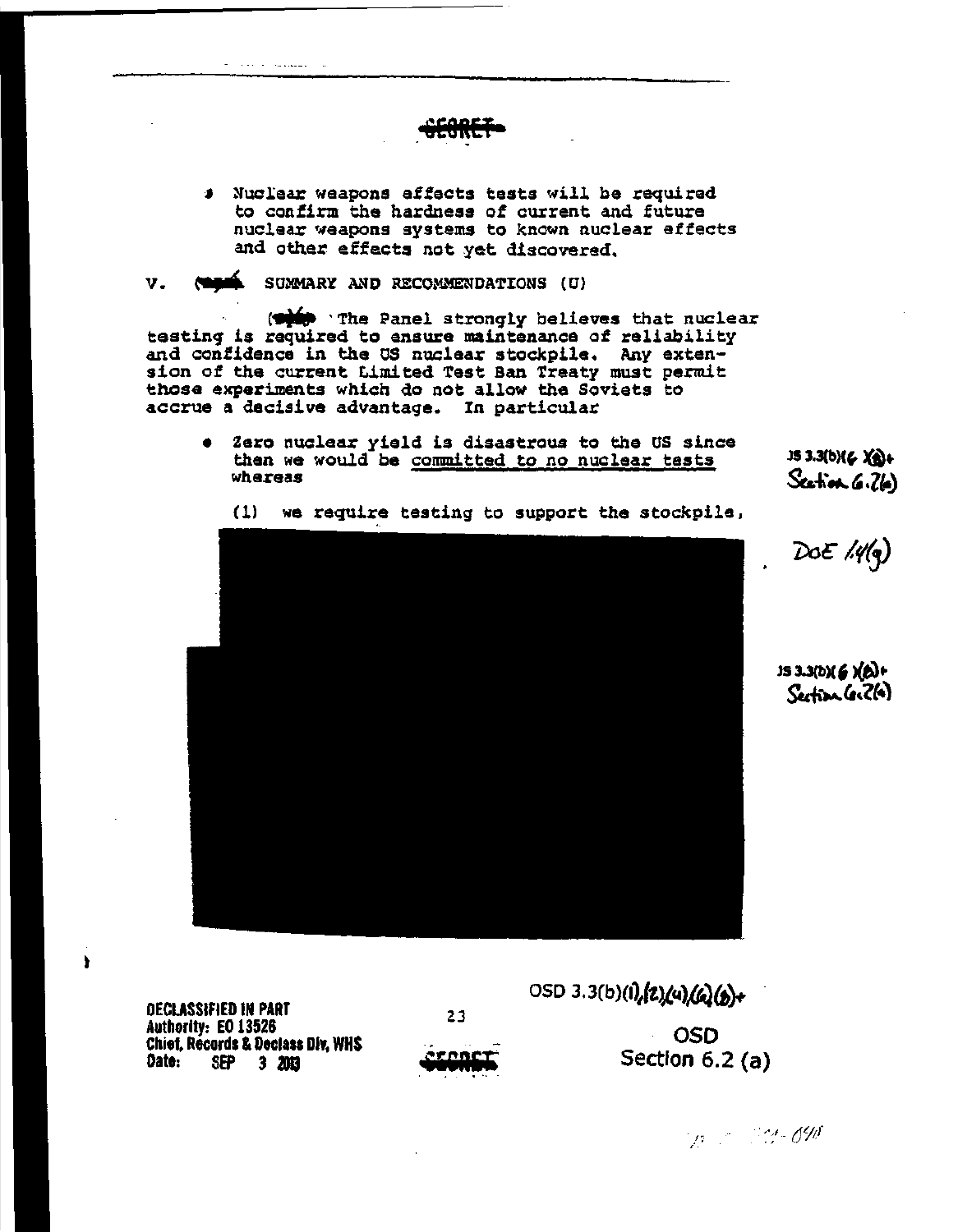SECRET

- Nuclear weapons effects tests will be required to confirm the hardness of current and future nuclear weapons systems to known nuclear effects and other effects not yet discovered.

## V. (U) SUMMARY AND RECOMMENDATIONS (U)

(S) The Panel strongly believes that nuclear testing is required to ensure maintenance of reliability and confidence in the US nuclear stockpile. Any extension of the current Limited Test Ban Treaty must permit those experiments which do not allow the Soviets to accrue a decisive advantage. In particular

- Zero nuclear yield is disastrous to the US since then we would be committed to no nuclear tests whereas

  (1) we require testing to support the stockpile,

JS 3.3(b)(6)(8)+ Section 6.2(a)

DoE 1.4(g)

JS 3.3(b)(6)(8)+ Section 6.2(a)

OSD 3.3(b)(1),(2),(4),(6),(8)+

OSD Section 6.2 (a)

DECLASSIFIED IN PART
Authority: EO 13526
Chief, Records & Declass Div, WHS
Date: SEP 3 2013

SECRET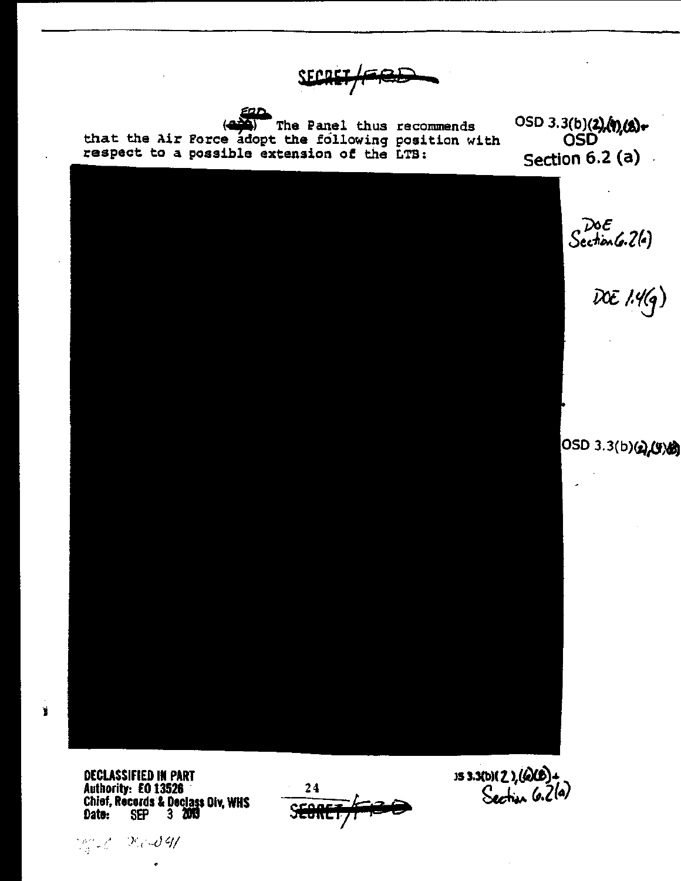SECRET/FRD

(FRD) The Panel thus recommends that the Air Force adopt the following position with respect to a possible extension of the LTB:

OSD 3.3(b)(2),(4),(8) OSD Section 6.2 (a)

DoE Section 6.2(a)

DOE 1.4(g)

OSD 3.3(b)(2),(4),(8)

DECLASSIFIED IN PART
Authority: EO 13526
Chief, Records & Declass Div, WHS
Date: SEP 3 2013

JS 3.3(b)(2),(6)(8) + Section 6.2(a)

SECRET/FRD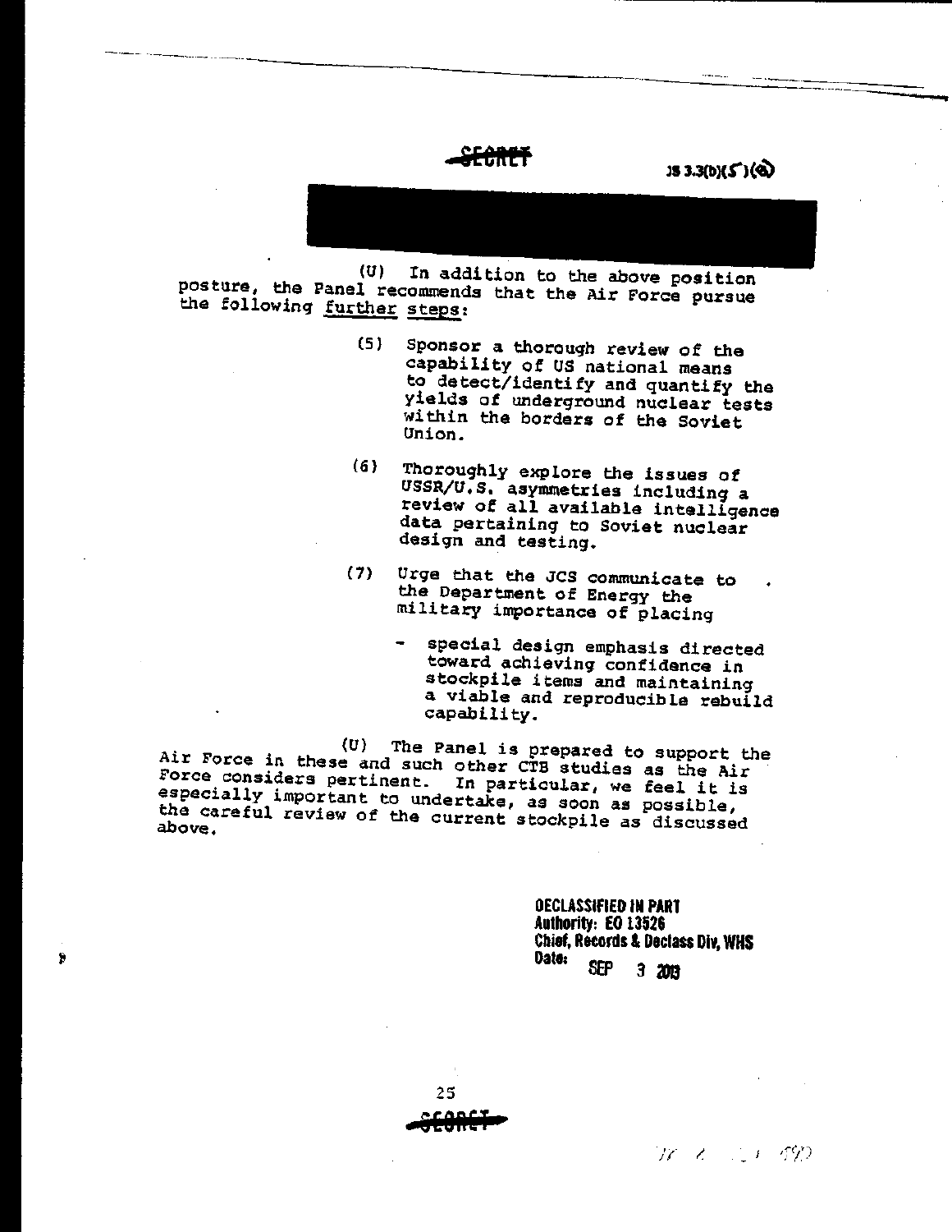SECRET

JS 3.3(b)(5)(6)

(U) In addition to the above position posture, the Panel recommends that the Air Force pursue the following further steps:

(5) Sponsor a thorough review of the capability of US national means to detect/identify and quantify the yields of underground nuclear tests within the borders of the Soviet Union.

(6) Thoroughly explore the issues of USSR/U.S. asymmetries including a review of all available intelligence data pertaining to Soviet nuclear design and testing.

(7) Urge that the JCS communicate to the Department of Energy the military importance of placing

- special design emphasis directed toward achieving confidence in stockpile items and maintaining a viable and reproducible rebuild capability.

(U) The Panel is prepared to support the Air Force in these and such other CTB studies as the Air Force considers pertinent. In particular, we feel it is especially important to undertake, as soon as possible, the careful review of the current stockpile as discussed above.

**DECLASSIFIED IN PART**
**Authority: EO 13526**
**Chief, Records & Declass Div, WHS**
**Date: SEP 3 2013**

SECRET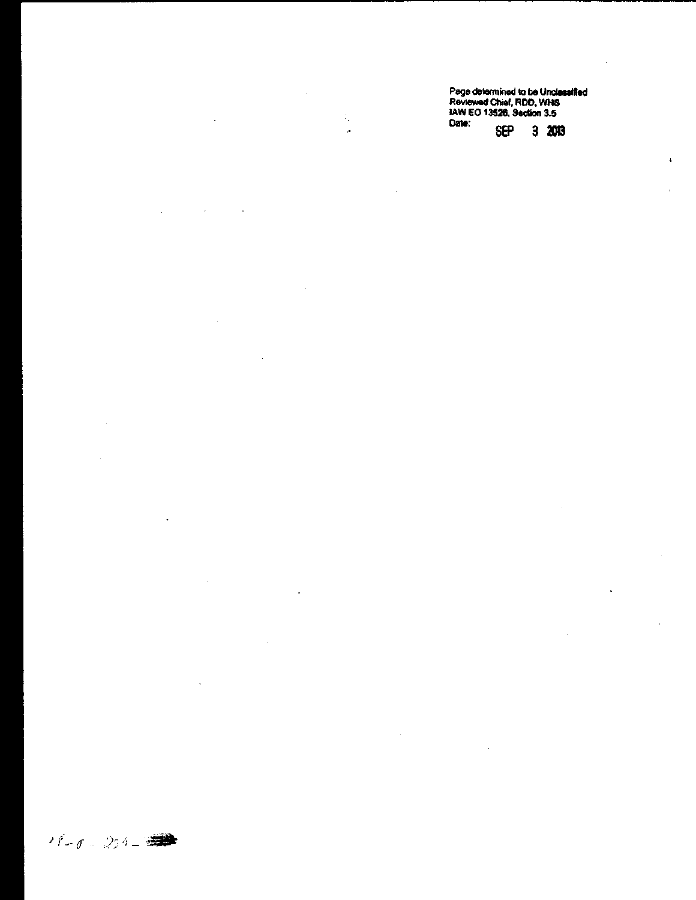Page determined to be Unclassified
Reviewed Chief, RDD, WHS
IAW EO 13526, Section 3.5
Date: SEP 3 2013

11-0-234-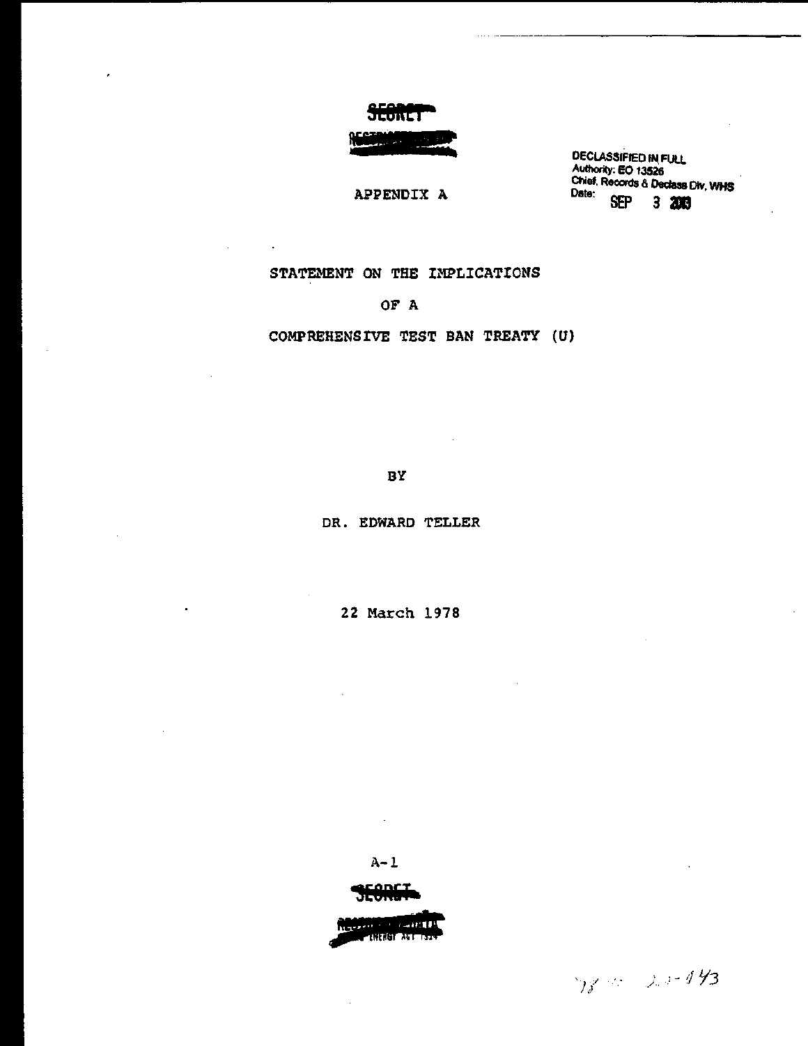SECRET

RESTRICTED DATA

DECLASSIFIED IN FULL
Authority: EO 13526
Chief, Records & Declass Div, WHS
Date: SEP 3 2013

APPENDIX A

# STATEMENT ON THE IMPLICATIONS

# OF A

# COMPREHENSIVE TEST BAN TREATY (U)

BY

DR. EDWARD TELLER

22 March 1978

A-1

SECRET

RESTRICTED DATA
ATOMIC ENERGY ACT 1954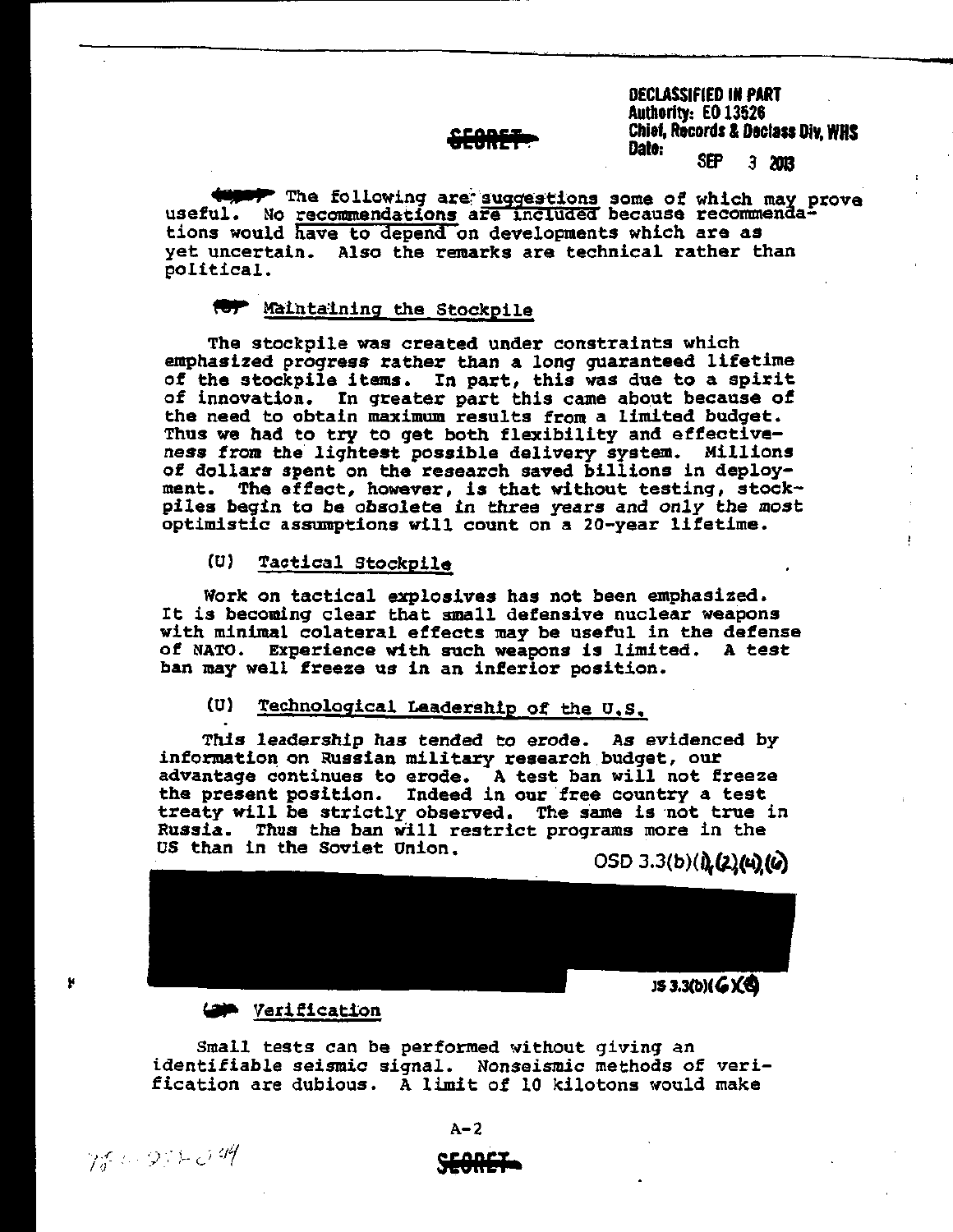DECLASSIFIED IN PART
Authority: EO 13526
Chief, Records & Declass Div, WHS
Date: SEP 3 2013

SECRET

(S) The following are suggestions some of which may prove useful. No recommendations are included because recommendations would have to depend on developments which are as yet uncertain. Also the remarks are technical rather than political.

(S) Maintaining the Stockpile

The stockpile was created under constraints which emphasized progress rather than a long guaranteed lifetime of the stockpile items. In part, this was due to a spirit of innovation. In greater part this came about because of the need to obtain maximum results from a limited budget. Thus we had to try to get both flexibility and effectiveness from the lightest possible delivery system. Millions of dollars spent on the research saved billions in deployment. The effect, however, is that without testing, stockpiles begin to be obsolete in three years and only the most optimistic assumptions will count on a 20-year lifetime.

(U) Tactical Stockpile

Work on tactical explosives has not been emphasized. It is becoming clear that small defensive nuclear weapons with minimal colateral effects may be useful in the defense of NATO. Experience with such weapons is limited. A test ban may well freeze us in an inferior position.

(U) Technological Leadership of the U.S.

This leadership has tended to erode. As evidenced by information on Russian military research budget, our advantage continues to erode. A test ban will not freeze the present position. Indeed in our free country a test treaty will be strictly observed. The same is not true in Russia. Thus the ban will restrict programs more in the US than in the Soviet Union.

OSD 3.3(b)(1),(2),(4),(6)

[REDACTED]

JS 3.3(b)(6)(6)

(S) Verification

Small tests can be performed without giving an identifiable seismic signal. Nonseismic methods of verification are dubious. A limit of 10 kilotons would make

A-2

SECRET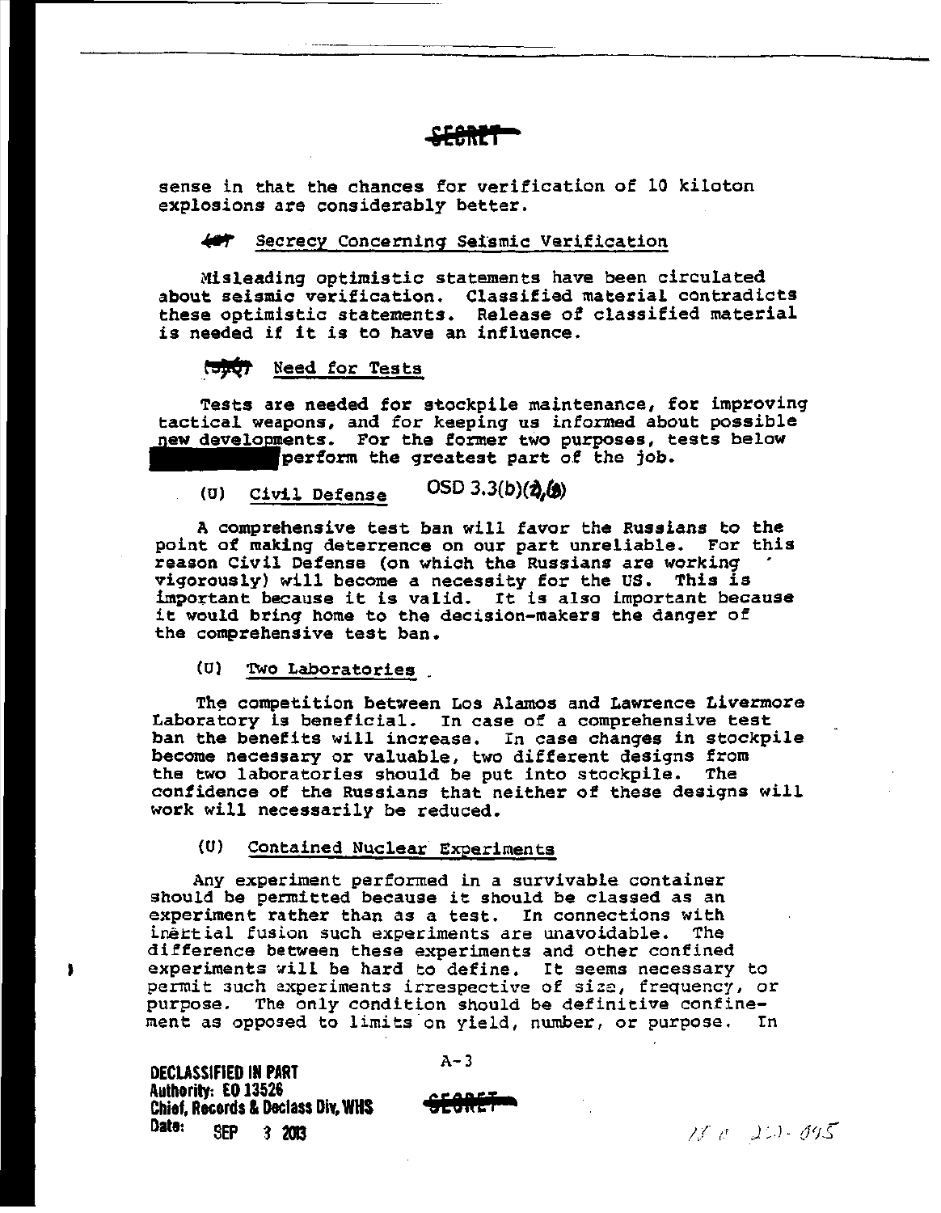SECRET

sense in that the chances for verification of 10 kiloton explosions are considerably better.

(S) Secrecy Concerning Seismic Verification

Misleading optimistic statements have been circulated about seismic verification. Classified material contradicts these optimistic statements. Release of classified material is needed if it is to have an influence.

(S) Need for Tests

Tests are needed for stockpile maintenance, for improving tactical weapons, and for keeping us informed about possible new developments. For the former two purposes, tests below [redacted] perform the greatest part of the job.

OSD 3.3(b)(2),(8)

(U) Civil Defense

A comprehensive test ban will favor the Russians to the point of making deterrence on our part unreliable. For this reason Civil Defense (on which the Russians are working vigorously) will become a necessity for the US. This is important because it is valid. It is also important because it would bring home to the decision-makers the danger of the comprehensive test ban.

(U) Two Laboratories

The competition between Los Alamos and Lawrence Livermore Laboratory is beneficial. In case of a comprehensive test ban the benefits will increase. In case changes in stockpile become necessary or valuable, two different designs from the two laboratories should be put into stockpile. The confidence of the Russians that neither of these designs will work will necessarily be reduced.

(U) Contained Nuclear Experiments

Any experiment performed in a survivable container should be permitted because it should be classed as an experiment rather than as a test. In connections with inertial fusion such experiments are unavoidable. The difference between these experiments and other confined experiments will be hard to define. It seems necessary to permit such experiments irrespective of size, frequency, or purpose. The only condition should be definitive confinement as opposed to limits on yield, number, or purpose. In

A-3

DECLASSIFIED IN PART
Authority: EO 13526
Chief, Records & Declass Div, WHS
Date: SEP 3 2013

SECRET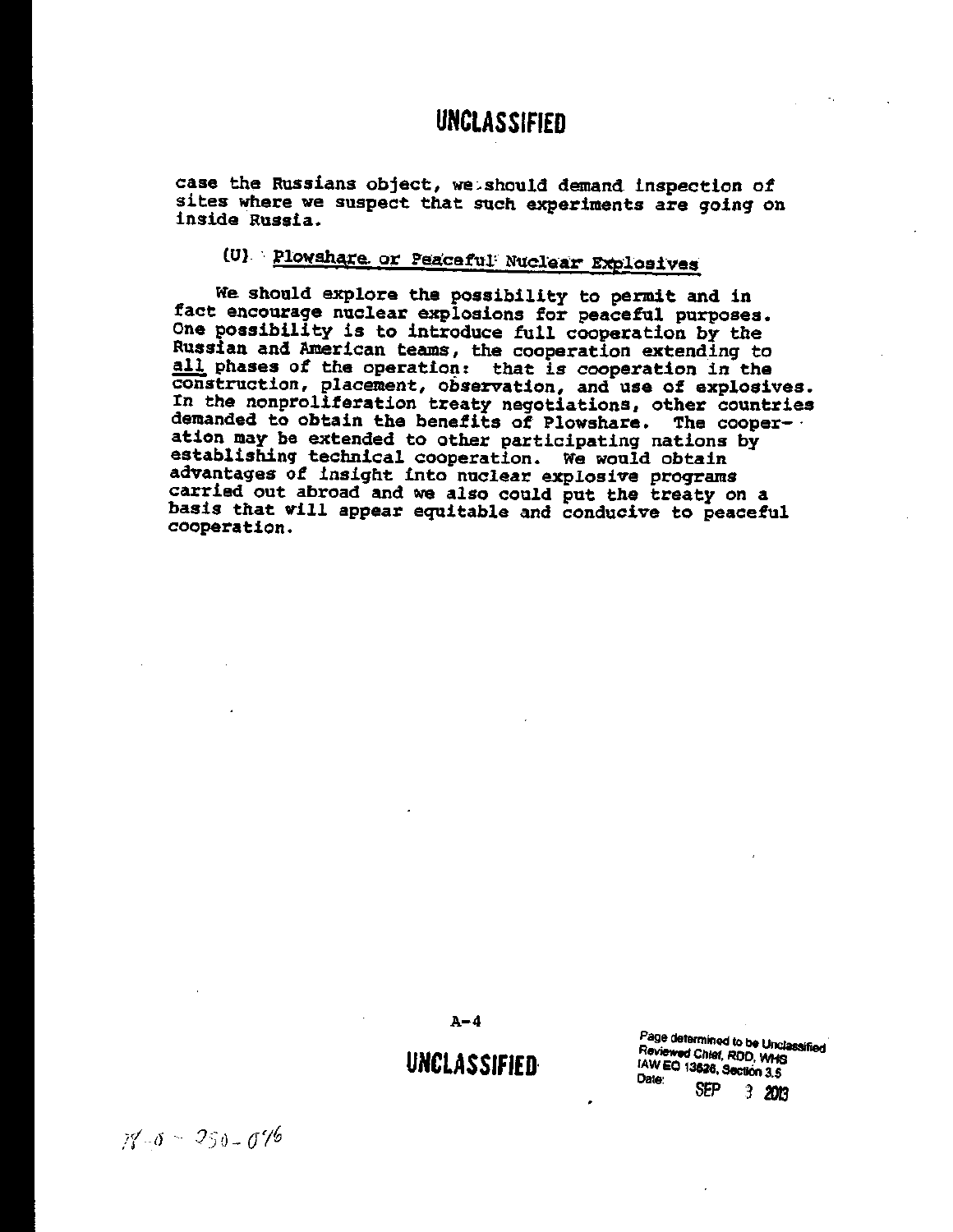case the Russians object, we should demand inspection of sites where we suspect that such experiments are going on inside Russia.

### (U) Plowshare or Peaceful Nuclear Explosives

We should explore the possibility to permit and in fact encourage nuclear explosions for peaceful purposes. One possibility is to introduce full cooperation by the Russian and American teams, the cooperation extending to all phases of the operation: that is cooperation in the construction, placement, observation, and use of explosives. In the nonproliferation treaty negotiations, other countries demanded to obtain the benefits of Plowshare. The cooperation may be extended to other participating nations by establishing technical cooperation. We would obtain advantages of insight into nuclear explosive programs carried out abroad and we also could put the treaty on a basis that will appear equitable and conducive to peaceful cooperation.

Page determined to be Unclassified
Reviewed Chief, RDD, WHS
IAW EO 13526, Section 3.5
Date: SEP 3 2013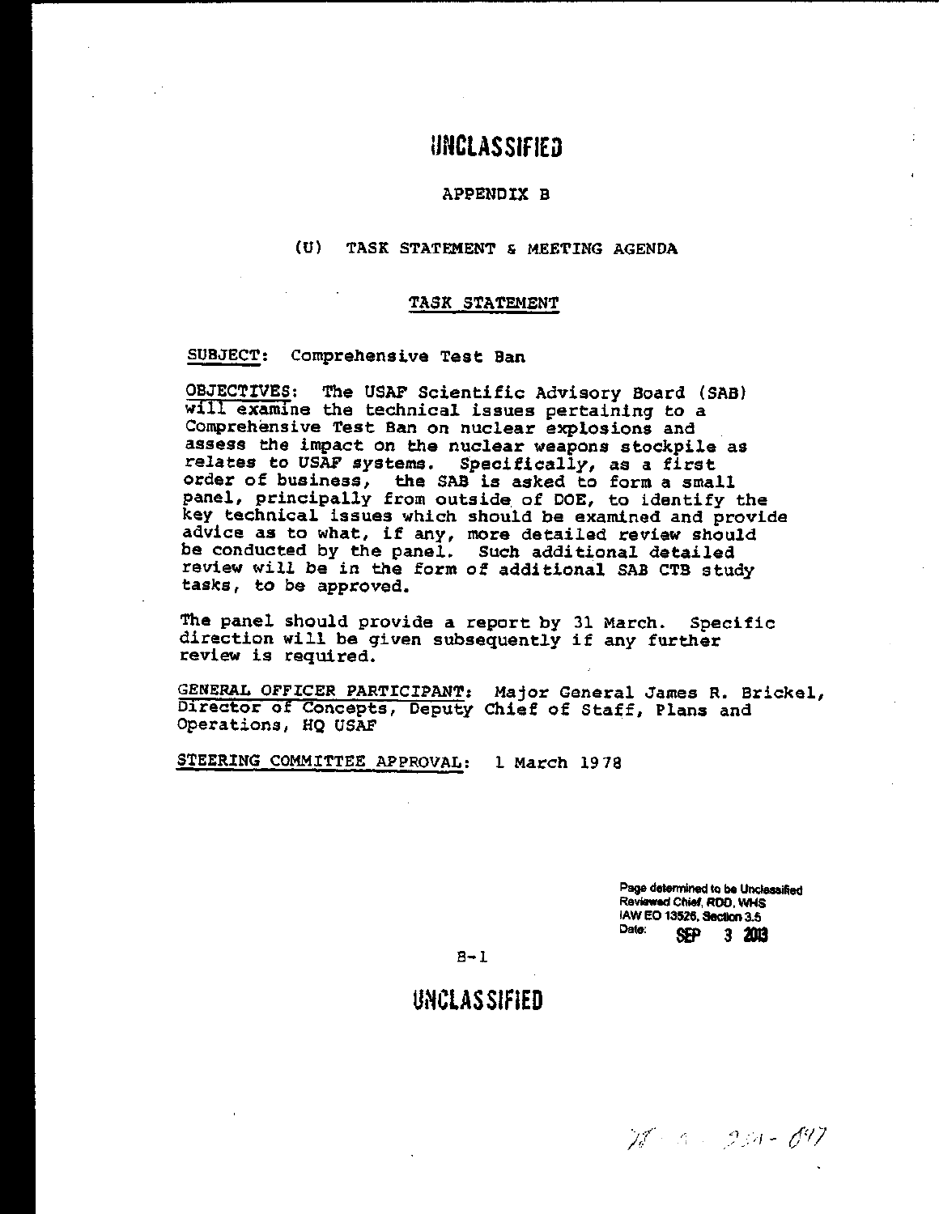UNCLASSIFIED

# APPENDIX B

## (U) TASK STATEMENT & MEETING AGENDA

### TASK STATEMENT

SUBJECT: Comprehensive Test Ban

OBJECTIVES: The USAF Scientific Advisory Board (SAB) will examine the technical issues pertaining to a Comprehensive Test Ban on nuclear explosions and assess the impact on the nuclear weapons stockpile as relates to USAF systems. Specifically, as a first order of business, the SAB is asked to form a small panel, principally from outside of DOE, to identify the key technical issues which should be examined and provide advice as to what, if any, more detailed review should be conducted by the panel. Such additional detailed review will be in the form of additional SAB CTB study tasks, to be approved.

The panel should provide a report by 31 March. Specific direction will be given subsequently if any further review is required.

GENERAL OFFICER PARTICIPANT: Major General James R. Brickel, Director of Concepts, Deputy Chief of Staff, Plans and Operations, HQ USAF

STEERING COMMITTEE APPROVAL: 1 March 1978

Page determined to be Unclassified
Reviewed Chief, RDD, WHS
IAW EO 13526, Section 3.5
Date: SEP 3 2013

UNCLASSIFIED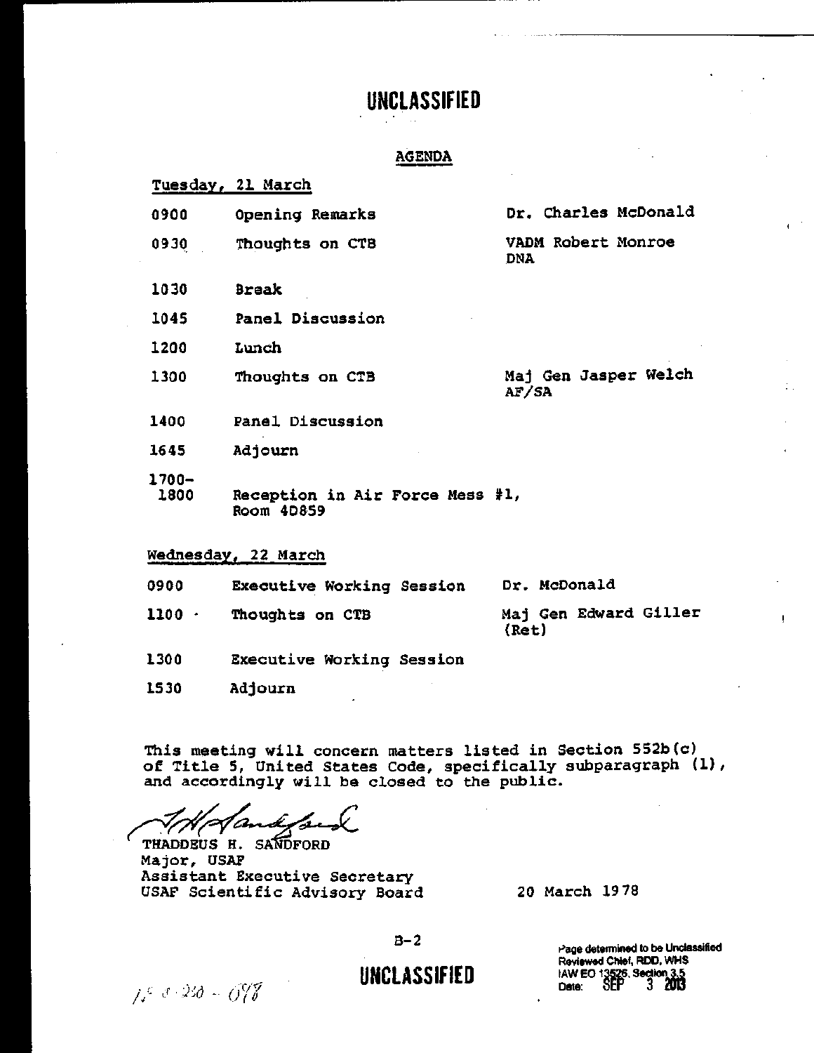UNCLASSIFIED

## AGENDA

**Tuesday, 21 March**

| | | |
|---|---|---|
| 0900 | Opening Remarks | Dr. Charles McDonald |
| 0930 | Thoughts on CTB | VADM Robert Monroe DNA |
| 1030 | Break | |
| 1045 | Panel Discussion | |
| 1200 | Lunch | |
| 1300 | Thoughts on CTB | Maj Gen Jasper Welch AF/SA |
| 1400 | Panel Discussion | |
| 1645 | Adjourn | |
| 1700-1800 | Reception in Air Force Mess #1, Room 4D859 | |

**Wednesday, 22 March**

| | | |
|---|---|---|
| 0900 | Executive Working Session | Dr. McDonald |
| 1100 | Thoughts on CTB | Maj Gen Edward Giller (Ret) |
| 1300 | Executive Working Session | |
| 1530 | Adjourn | |

This meeting will concern matters listed in Section 552b(c) of Title 5, United States Code, specifically subparagraph (1), and accordingly will be closed to the public.

THADDEUS H. SANDFORD
Major, USAF
Assistant Executive Secretary
USAF Scientific Advisory Board

20 March 1978

B-2

UNCLASSIFIED

Page determined to be Unclassified
Reviewed Chief, RDD, WHS
IAW EO 13526, Section 3.5
Date: SEP 3 2013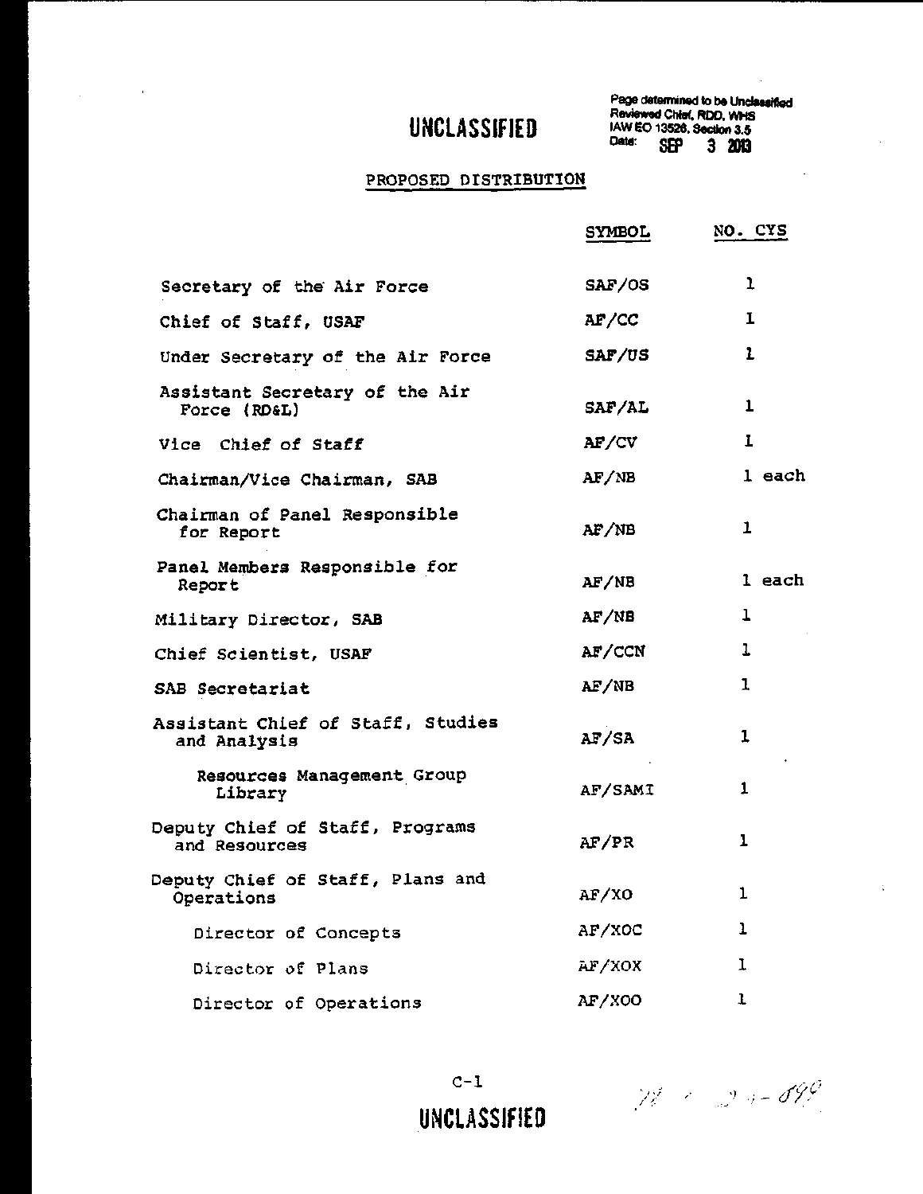UNCLASSIFIED

Page determined to be Unclassified
Reviewed Chief, RDD, WHS
IAW EO 13526, Section 3.5
Date: SEP 3 2013

## PROPOSED DISTRIBUTION

| | SYMBOL | NO. CYS |
|---|---|---|
| Secretary of the Air Force | SAF/OS | 1 |
| Chief of Staff, USAF | AF/CC | 1 |
| Under Secretary of the Air Force | SAF/US | 1 |
| Assistant Secretary of the Air Force (RD&L) | SAF/AL | 1 |
| Vice Chief of Staff | AF/CV | 1 |
| Chairman/Vice Chairman, SAB | AF/NB | 1 each |
| Chairman of Panel Responsible for Report | AF/NB | 1 |
| Panel Members Responsible for Report | AF/NB | 1 each |
| Military Director, SAB | AF/NB | 1 |
| Chief Scientist, USAF | AF/CCN | 1 |
| SAB Secretariat | AF/NB | 1 |
| Assistant Chief of Staff, Studies and Analysis | AF/SA | 1 |
| Resources Management Group Library | AF/SAMI | 1 |
| Deputy Chief of Staff, Programs and Resources | AF/PR | 1 |
| Deputy Chief of Staff, Plans and Operations | AF/XO | 1 |
| Director of Concepts | AF/XOC | 1 |
| Director of Plans | AF/XOX | 1 |
| Director of Operations | AF/XOO | 1 |

C-1

UNCLASSIFIED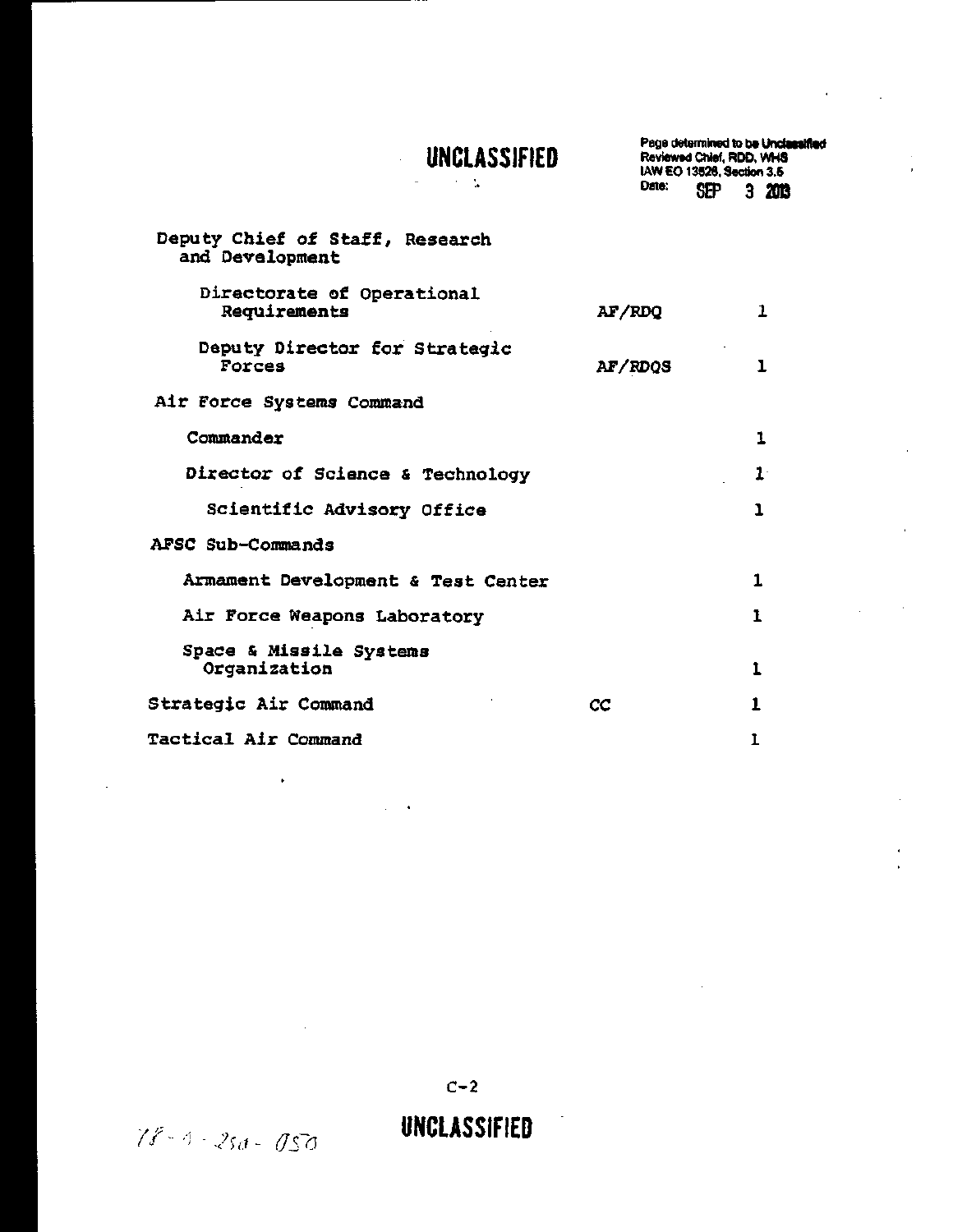UNCLASSIFIED

Page determined to be Unclassified
Reviewed Chief, RDD, WHS
IAW EO 13526, Section 3.5
Date: SEP 3 2013

| | | |
|---|---|---|
| Deputy Chief of Staff, Research and Development | | |
| Directorate of Operational Requirements | AF/RDQ | 1 |
| Deputy Director for Strategic Forces | AF/RDQS | 1 |
| Air Force Systems Command | | |
| Commander | | 1 |
| Director of Science & Technology | | 1 |
| Scientific Advisory Office | | 1 |
| AFSC Sub-Commands | | |
| Armament Development & Test Center | | 1 |
| Air Force Weapons Laboratory | | 1 |
| Space & Missile Systems Organization | | 1 |
| Strategic Air Command | CC | 1 |
| Tactical Air Command | | 1 |

C-2

UNCLASSIFIED

78-4-250-050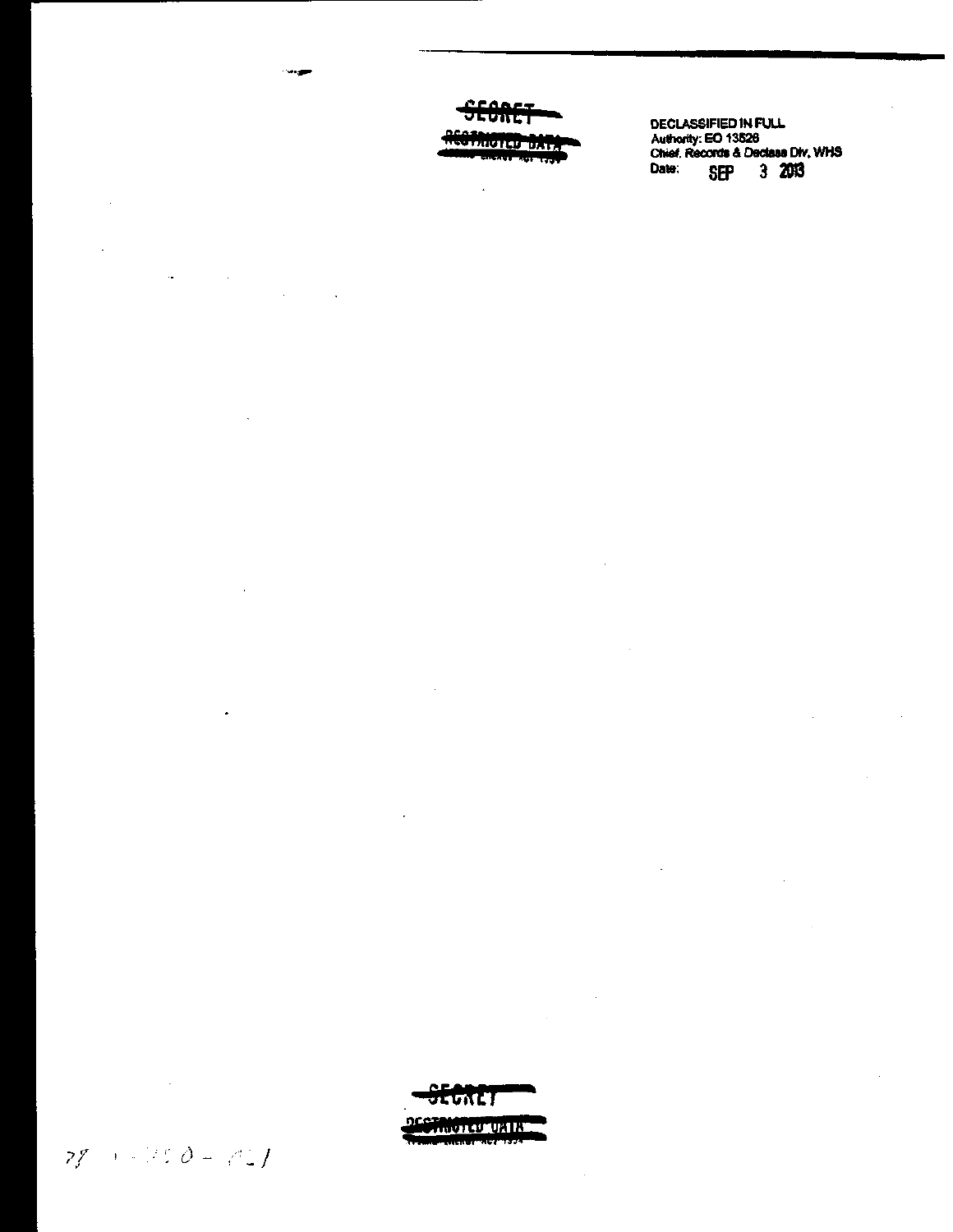DECLASSIFIED IN FULL
Authority: EO 13526
Chief, Records & Declass Div, WHS
Date: SEP 3 2013